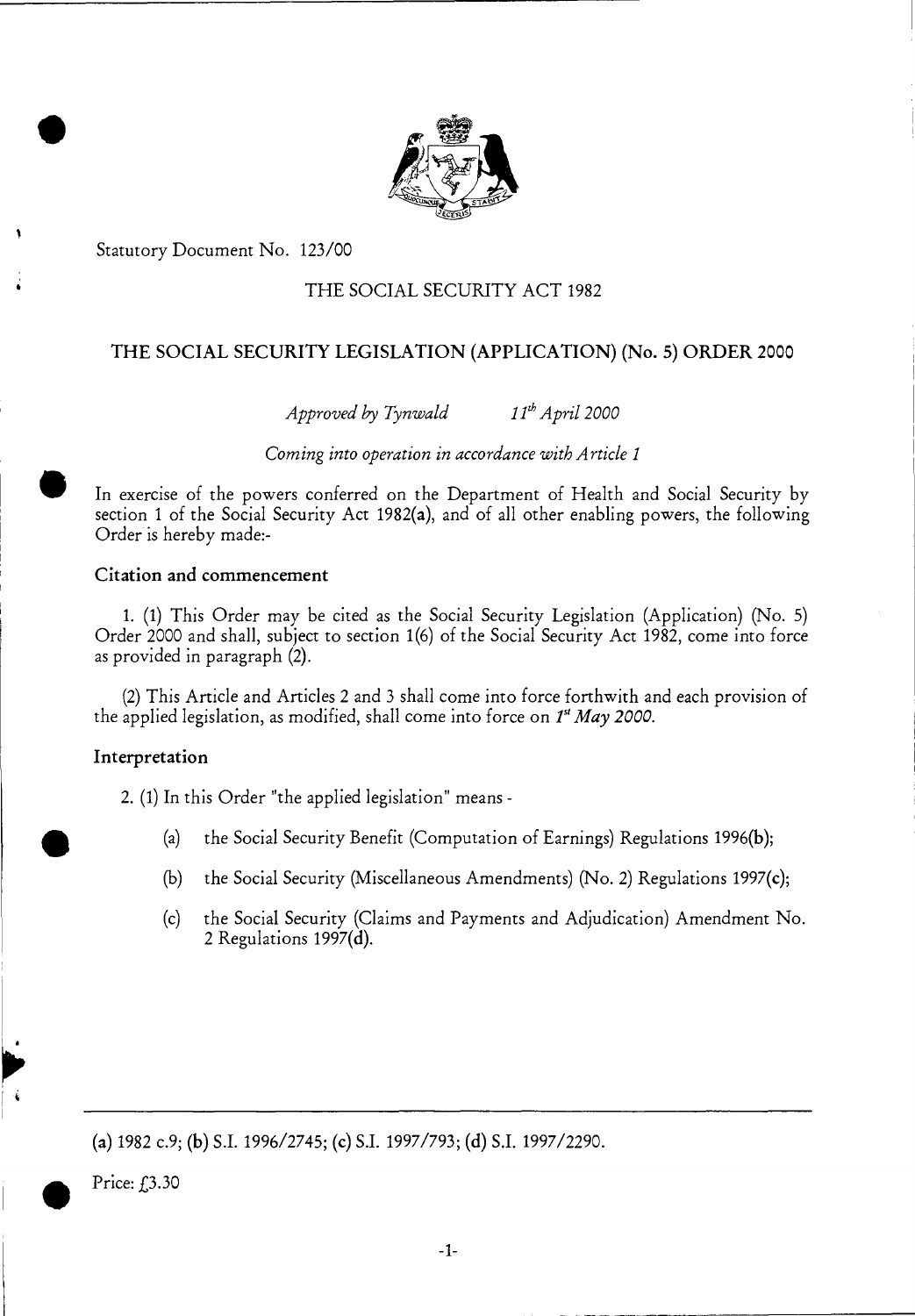Statutory Document No. 123/00

THE SOCIAL SECURITY ACT 1982

# THE SOCIAL SECURITY LEGISLATION (APPLICATION) (No. 5) ORDER 2000

*Approved by Tynwald* *11th April 2000*

*Coming into operation in accordance with Article 1*

In exercise of the powers conferred on the Department of Health and Social Security by section 1 of the Social Security Act 1982(**a**), and of all other enabling powers, the following Order is hereby made:-

## Citation and commencement

1. (1) This Order may be cited as the Social Security Legislation (Application) (No. 5) Order 2000 and shall, subject to section 1(6) of the Social Security Act 1982, come into force as provided in paragraph (2).

(2) This Article and Articles 2 and 3 shall come into force forthwith and each provision of the applied legislation, as modified, shall come into force on *1st May 2000.*

## Interpretation

2. (1) In this Order "the applied legislation" means -

(a) the Social Security Benefit (Computation of Earnings) Regulations 1996(**b**);

(b) the Social Security (Miscellaneous Amendments) (No. 2) Regulations 1997(**c**);

(c) the Social Security (Claims and Payments and Adjudication) Amendment No. 2 Regulations 1997(**d**).

---

(**a**) 1982 c.9; (**b**) S.I. 1996/2745; (**c**) S.I. 1997/793; (**d**) S.I. 1997/2290.

Price: £3.30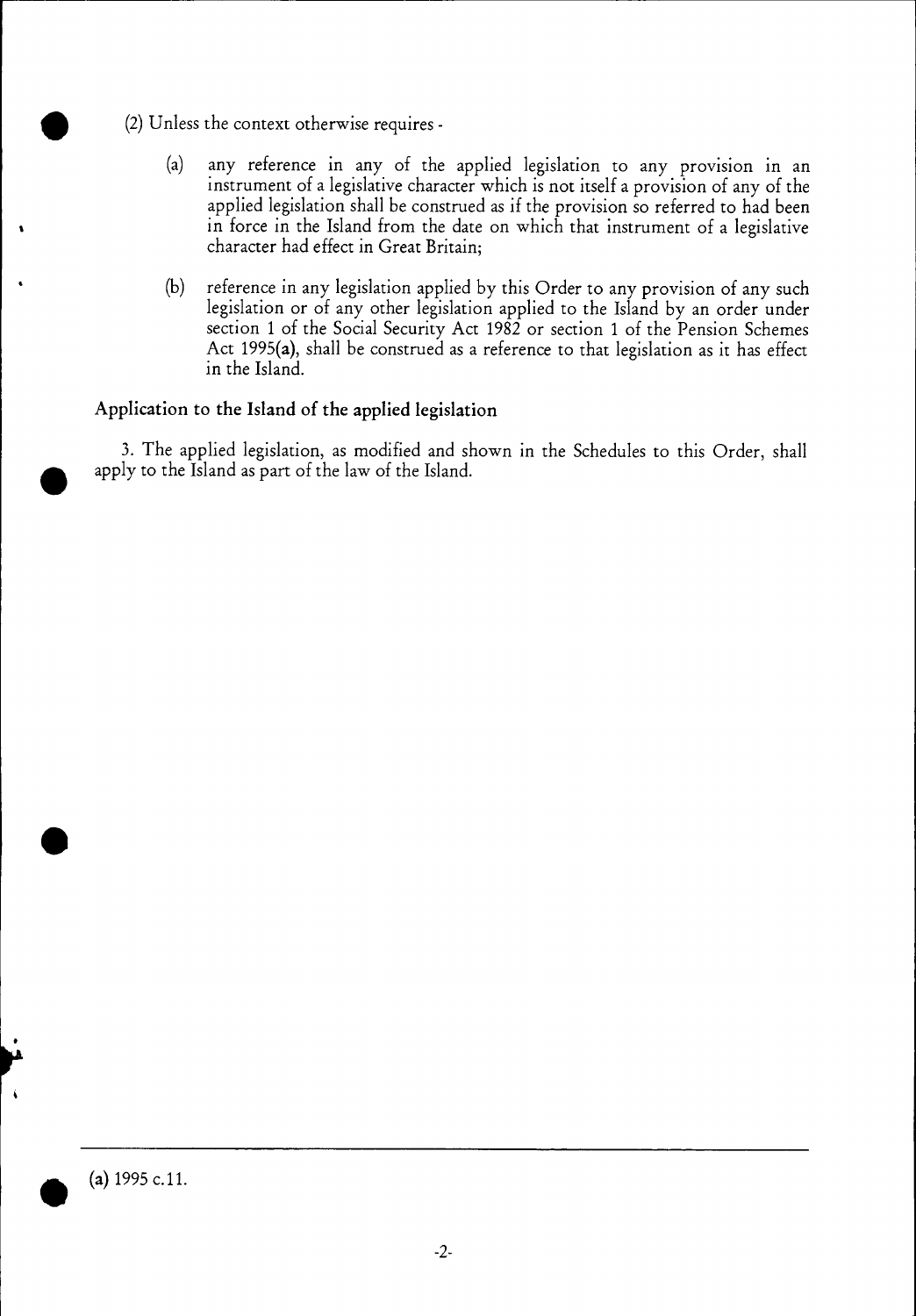(2) Unless the context otherwise requires -

(a) any reference in any of the applied legislation to any provision in an instrument of a legislative character which is not itself a provision of any of the applied legislation shall be construed as if the provision so referred to had been in force in the Island from the date on which that instrument of a legislative character had effect in Great Britain;

(b) reference in any legislation applied by this Order to any provision of any such legislation or of any other legislation applied to the Island by an order under section 1 of the Social Security Act 1982 or section 1 of the Pension Schemes Act 1995(a), shall be construed as a reference to that legislation as it has effect in the Island.

**Application to the Island of the applied legislation**

3. The applied legislation, as modified and shown in the Schedules to this Order, shall apply to the Island as part of the law of the Island.

(a) 1995 c.11.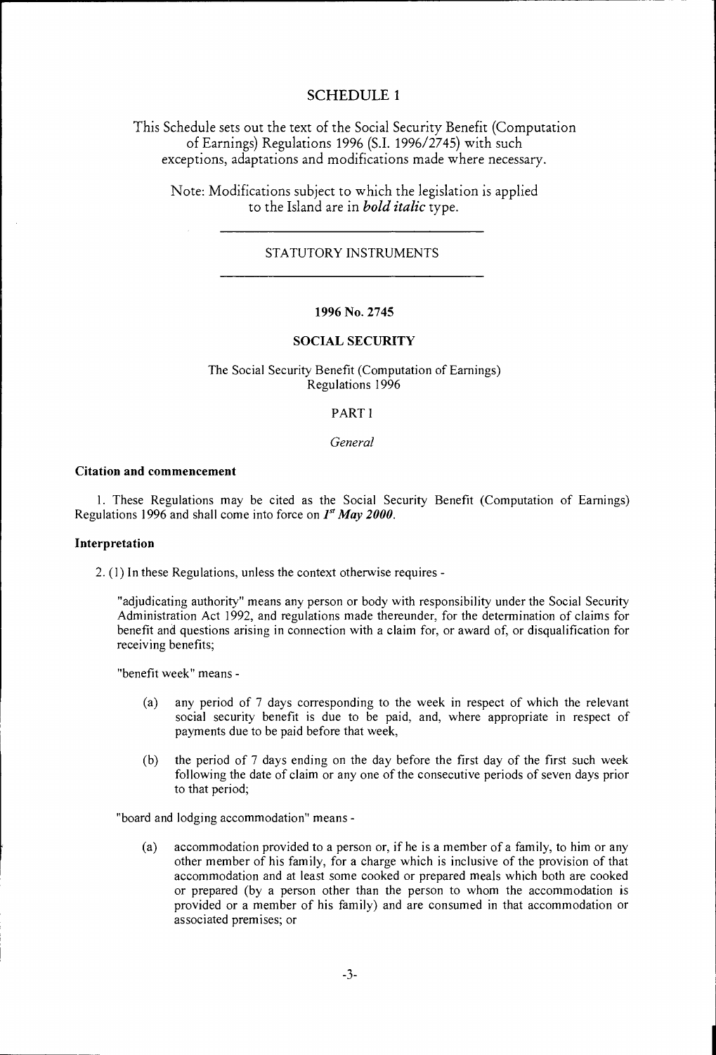# SCHEDULE 1

This Schedule sets out the text of the Social Security Benefit (Computation of Earnings) Regulations 1996 (S.I. 1996/2745) with such exceptions, adaptations and modifications made where necessary.

Note: Modifications subject to which the legislation is applied to the Island are in ***bold italic*** type.

---

STATUTORY INSTRUMENTS

---

**1996 No. 2745**

**SOCIAL SECURITY**

The Social Security Benefit (Computation of Earnings) Regulations 1996

PART I

*General*

**Citation and commencement**

1. These Regulations may be cited as the Social Security Benefit (Computation of Earnings) Regulations 1996 and shall come into force on ***1st May 2000***.

**Interpretation**

2. (1) In these Regulations, unless the context otherwise requires -

"adjudicating authority" means any person or body with responsibility under the Social Security Administration Act 1992, and regulations made thereunder, for the determination of claims for benefit and questions arising in connection with a claim for, or award of, or disqualification for receiving benefits;

"benefit week" means -

(a) any period of 7 days corresponding to the week in respect of which the relevant social security benefit is due to be paid, and, where appropriate in respect of payments due to be paid before that week,

(b) the period of 7 days ending on the day before the first day of the first such week following the date of claim or any one of the consecutive periods of seven days prior to that period;

"board and lodging accommodation" means -

(a) accommodation provided to a person or, if he is a member of a family, to him or any other member of his family, for a charge which is inclusive of the provision of that accommodation and at least some cooked or prepared meals which both are cooked or prepared (by a person other than the person to whom the accommodation is provided or a member of his family) and are consumed in that accommodation or associated premises; or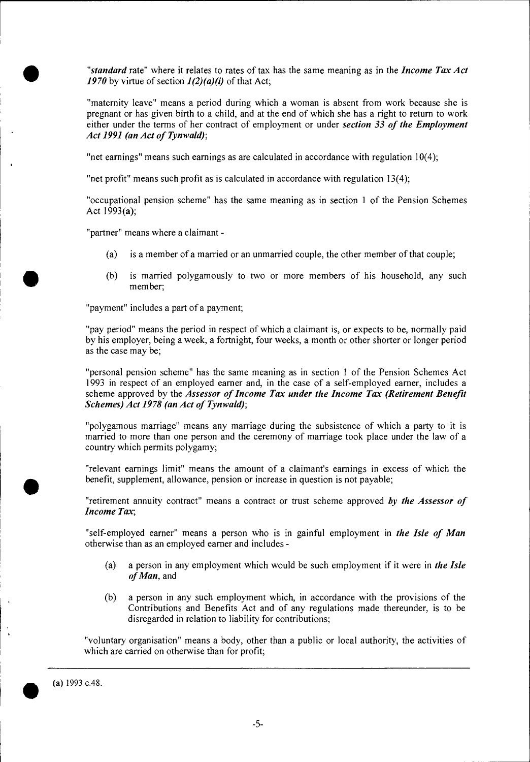"*standard* rate" where it relates to rates of tax has the same meaning as in the ***Income Tax Act 1970*** by virtue of section ***1(2)(a)(i)*** of that Act;

"maternity leave" means a period during which a woman is absent from work because she is pregnant or has given birth to a child, and at the end of which she has a right to return to work either under the terms of her contract of employment or under ***section 33 of the Employment Act 1991 (an Act of Tynwald)***;

"net earnings" means such earnings as are calculated in accordance with regulation 10(4);

"net profit" means such profit as is calculated in accordance with regulation 13(4);

"occupational pension scheme" has the same meaning as in section 1 of the Pension Schemes Act 1993(**a**);

"partner" means where a claimant -

(a) is a member of a married or an unmarried couple, the other member of that couple;

(b) is married polygamously to two or more members of his household, any such member;

"payment" includes a part of a payment;

"pay period" means the period in respect of which a claimant is, or expects to be, normally paid by his employer, being a week, a fortnight, four weeks, a month or other shorter or longer period as the case may be;

"personal pension scheme" has the same meaning as in section 1 of the Pension Schemes Act 1993 in respect of an employed earner and, in the case of a self-employed earner, includes a scheme approved by the ***Assessor of Income Tax under the Income Tax (Retirement Benefit Schemes) Act 1978 (an Act of Tynwald)***;

"polygamous marriage" means any marriage during the subsistence of which a party to it is married to more than one person and the ceremony of marriage took place under the law of a country which permits polygamy;

"relevant earnings limit" means the amount of a claimant's earnings in excess of which the benefit, supplement, allowance, pension or increase in question is not payable;

"retirement annuity contract" means a contract or trust scheme approved ***by the Assessor of Income Tax***;

"self-employed earner" means a person who is in gainful employment in ***the Isle of Man*** otherwise than as an employed earner and includes -

(a) a person in any employment which would be such employment if it were in ***the Isle of Man***, and

(b) a person in any such employment which, in accordance with the provisions of the Contributions and Benefits Act and of any regulations made thereunder, is to be disregarded in relation to liability for contributions;

"voluntary organisation" means a body, other than a public or local authority, the activities of which are carried on otherwise than for profit;

---

(**a**) 1993 c.48.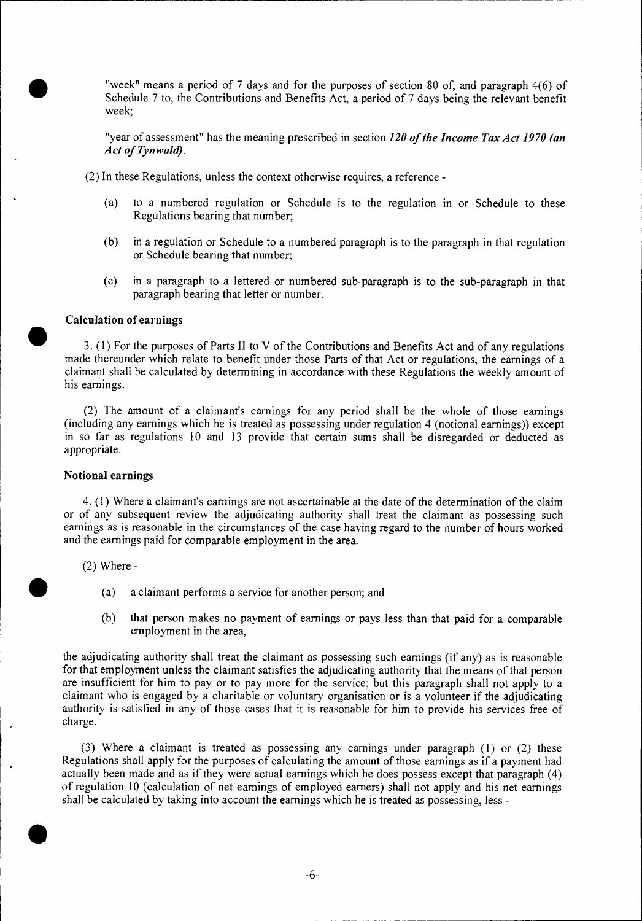"week" means a period of 7 days and for the purposes of section 80 of, and paragraph 4(6) of Schedule 7 to, the Contributions and Benefits Act, a period of 7 days being the relevant benefit week;

"year of assessment" has the meaning prescribed in section *120 of the Income Tax Act 1970 (an Act of Tynwald)*.

(2) In these Regulations, unless the context otherwise requires, a reference -

(a) to a numbered regulation or Schedule is to the regulation in or Schedule to these Regulations bearing that number;

(b) in a regulation or Schedule to a numbered paragraph is to the paragraph in that regulation or Schedule bearing that number;

(c) in a paragraph to a lettered or numbered sub-paragraph is to the sub-paragraph in that paragraph bearing that letter or number.

**Calculation of earnings**

3. (1) For the purposes of Parts II to V of the Contributions and Benefits Act and of any regulations made thereunder which relate to benefit under those Parts of that Act or regulations, the earnings of a claimant shall be calculated by determining in accordance with these Regulations the weekly amount of his earnings.

(2) The amount of a claimant's earnings for any period shall be the whole of those earnings (including any earnings which he is treated as possessing under regulation 4 (notional earnings)) except in so far as regulations 10 and 13 provide that certain sums shall be disregarded or deducted as appropriate.

**Notional earnings**

4. (1) Where a claimant's earnings are not ascertainable at the date of the determination of the claim or of any subsequent review the adjudicating authority shall treat the claimant as possessing such earnings as is reasonable in the circumstances of the case having regard to the number of hours worked and the earnings paid for comparable employment in the area.

(2) Where -

(a) a claimant performs a service for another person; and

(b) that person makes no payment of earnings or pays less than that paid for a comparable employment in the area,

the adjudicating authority shall treat the claimant as possessing such earnings (if any) as is reasonable for that employment unless the claimant satisfies the adjudicating authority that the means of that person are insufficient for him to pay or to pay more for the service; but this paragraph shall not apply to a claimant who is engaged by a charitable or voluntary organisation or is a volunteer if the adjudicating authority is satisfied in any of those cases that it is reasonable for him to provide his services free of charge.

(3) Where a claimant is treated as possessing any earnings under paragraph (1) or (2) these Regulations shall apply for the purposes of calculating the amount of those earnings as if a payment had actually been made and as if they were actual earnings which he does possess except that paragraph (4) of regulation 10 (calculation of net earnings of employed earners) shall not apply and his net earnings shall be calculated by taking into account the earnings which he is treated as possessing, less -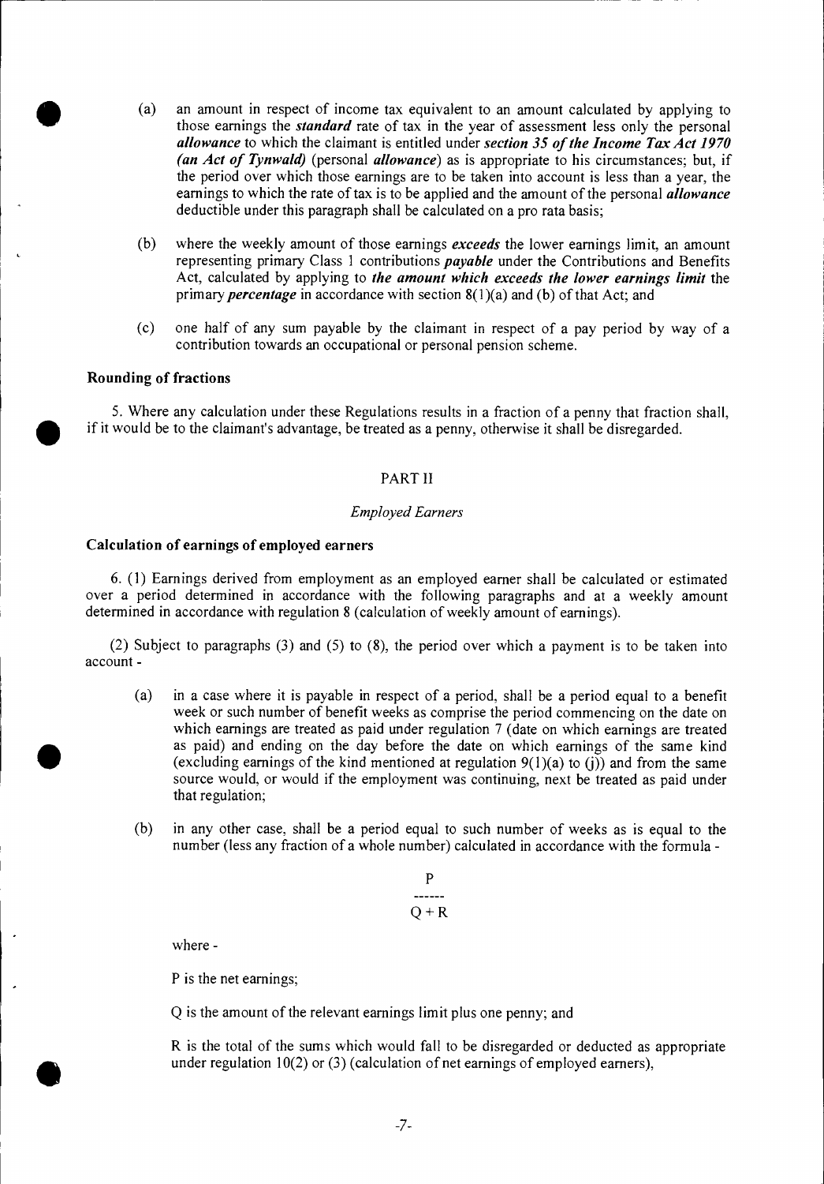(a) an amount in respect of income tax equivalent to an amount calculated by applying to those earnings the ***standard*** rate of tax in the year of assessment less only the personal ***allowance*** to which the claimant is entitled under ***section 35 of the Income Tax Act 1970 (an Act of Tynwald)*** (personal ***allowance***) as is appropriate to his circumstances; but, if the period over which those earnings are to be taken into account is less than a year, the earnings to which the rate of tax is to be applied and the amount of the personal ***allowance*** deductible under this paragraph shall be calculated on a pro rata basis;

(b) where the weekly amount of those earnings ***exceeds*** the lower earnings limit, an amount representing primary Class 1 contributions ***payable*** under the Contributions and Benefits Act, calculated by applying to ***the amount which exceeds the lower earnings limit*** the primary ***percentage*** in accordance with section 8(1)(a) and (b) of that Act; and

(c) one half of any sum payable by the claimant in respect of a pay period by way of a contribution towards an occupational or personal pension scheme.

**Rounding of fractions**

5. Where any calculation under these Regulations results in a fraction of a penny that fraction shall, if it would be to the claimant's advantage, be treated as a penny, otherwise it shall be disregarded.

PART II

*Employed Earners*

**Calculation of earnings of employed earners**

6. (1) Earnings derived from employment as an employed earner shall be calculated or estimated over a period determined in accordance with the following paragraphs and at a weekly amount determined in accordance with regulation 8 (calculation of weekly amount of earnings).

(2) Subject to paragraphs (3) and (5) to (8), the period over which a payment is to be taken into account -

(a) in a case where it is payable in respect of a period, shall be a period equal to a benefit week or such number of benefit weeks as comprise the period commencing on the date on which earnings are treated as paid under regulation 7 (date on which earnings are treated as paid) and ending on the day before the date on which earnings of the same kind (excluding earnings of the kind mentioned at regulation 9(1)(a) to (j)) and from the same source would, or would if the employment was continuing, next be treated as paid under that regulation;

(b) in any other case, shall be a period equal to such number of weeks as is equal to the number (less any fraction of a whole number) calculated in accordance with the formula -

$$\frac{P}{Q + R}$$

where -

P is the net earnings;

Q is the amount of the relevant earnings limit plus one penny; and

R is the total of the sums which would fall to be disregarded or deducted as appropriate under regulation 10(2) or (3) (calculation of net earnings of employed earners),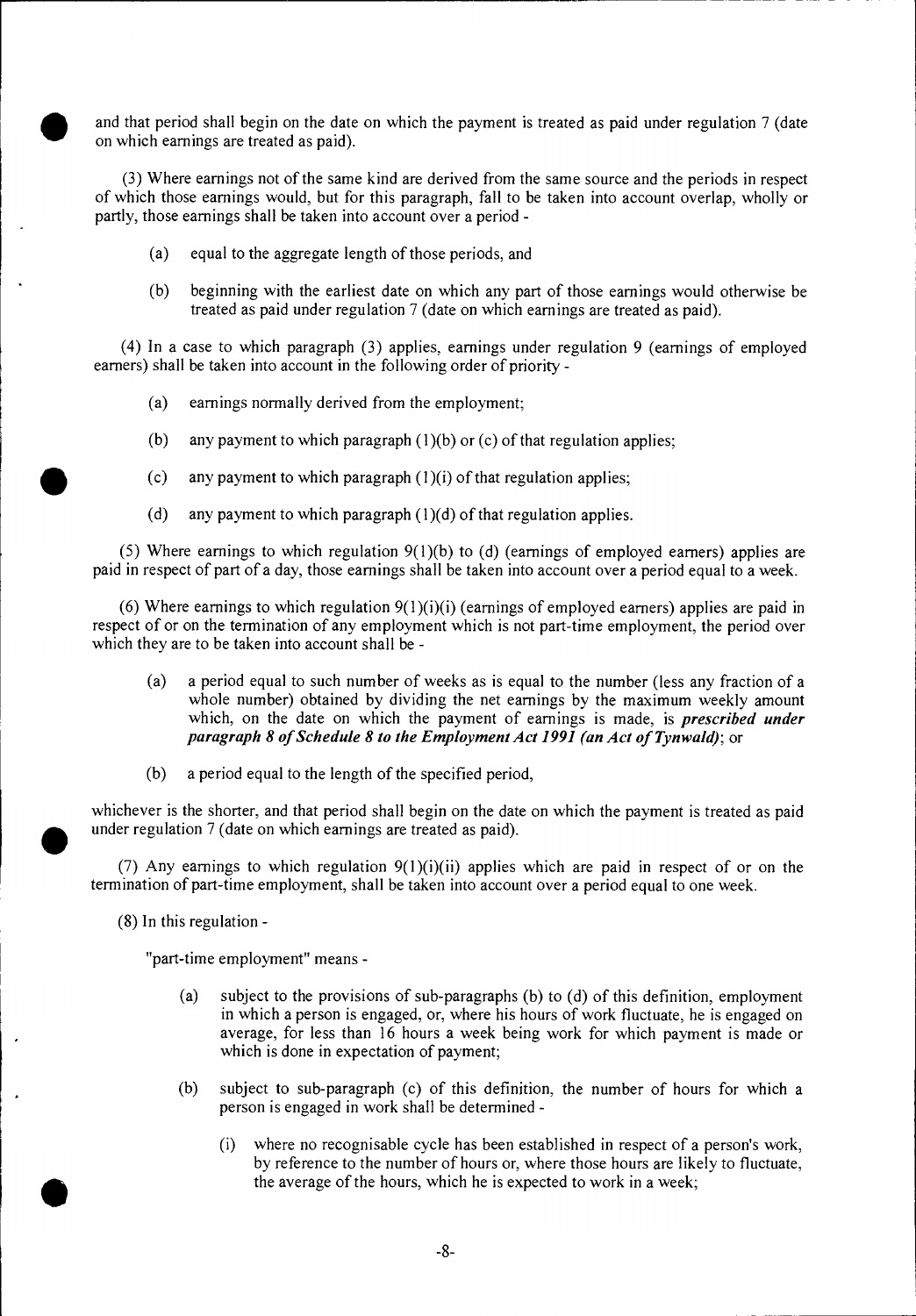and that period shall begin on the date on which the payment is treated as paid under regulation 7 (date on which earnings are treated as paid).

(3) Where earnings not of the same kind are derived from the same source and the periods in respect of which those earnings would, but for this paragraph, fall to be taken into account overlap, wholly or partly, those earnings shall be taken into account over a period -

(a) equal to the aggregate length of those periods, and

(b) beginning with the earliest date on which any part of those earnings would otherwise be treated as paid under regulation 7 (date on which earnings are treated as paid).

(4) In a case to which paragraph (3) applies, earnings under regulation 9 (earnings of employed earners) shall be taken into account in the following order of priority -

(a) earnings normally derived from the employment;

(b) any payment to which paragraph (1)(b) or (c) of that regulation applies;

(c) any payment to which paragraph (1)(i) of that regulation applies;

(d) any payment to which paragraph (1)(d) of that regulation applies.

(5) Where earnings to which regulation 9(1)(b) to (d) (earnings of employed earners) applies are paid in respect of part of a day, those earnings shall be taken into account over a period equal to a week.

(6) Where earnings to which regulation 9(1)(i)(i) (earnings of employed earners) applies are paid in respect of or on the termination of any employment which is not part-time employment, the period over which they are to be taken into account shall be -

(a) a period equal to such number of weeks as is equal to the number (less any fraction of a whole number) obtained by dividing the net earnings by the maximum weekly amount which, on the date on which the payment of earnings is made, is ***prescribed under paragraph 8 of Schedule 8 to the Employment Act 1991 (an Act of Tynwald)***; or

(b) a period equal to the length of the specified period,

whichever is the shorter, and that period shall begin on the date on which the payment is treated as paid under regulation 7 (date on which earnings are treated as paid).

(7) Any earnings to which regulation 9(1)(i)(ii) applies which are paid in respect of or on the termination of part-time employment, shall be taken into account over a period equal to one week.

(8) In this regulation -

"part-time employment" means -

(a) subject to the provisions of sub-paragraphs (b) to (d) of this definition, employment in which a person is engaged, or, where his hours of work fluctuate, he is engaged on average, for less than 16 hours a week being work for which payment is made or which is done in expectation of payment;

(b) subject to sub-paragraph (c) of this definition, the number of hours for which a person is engaged in work shall be determined -

(i) where no recognisable cycle has been established in respect of a person's work, by reference to the number of hours or, where those hours are likely to fluctuate, the average of the hours, which he is expected to work in a week;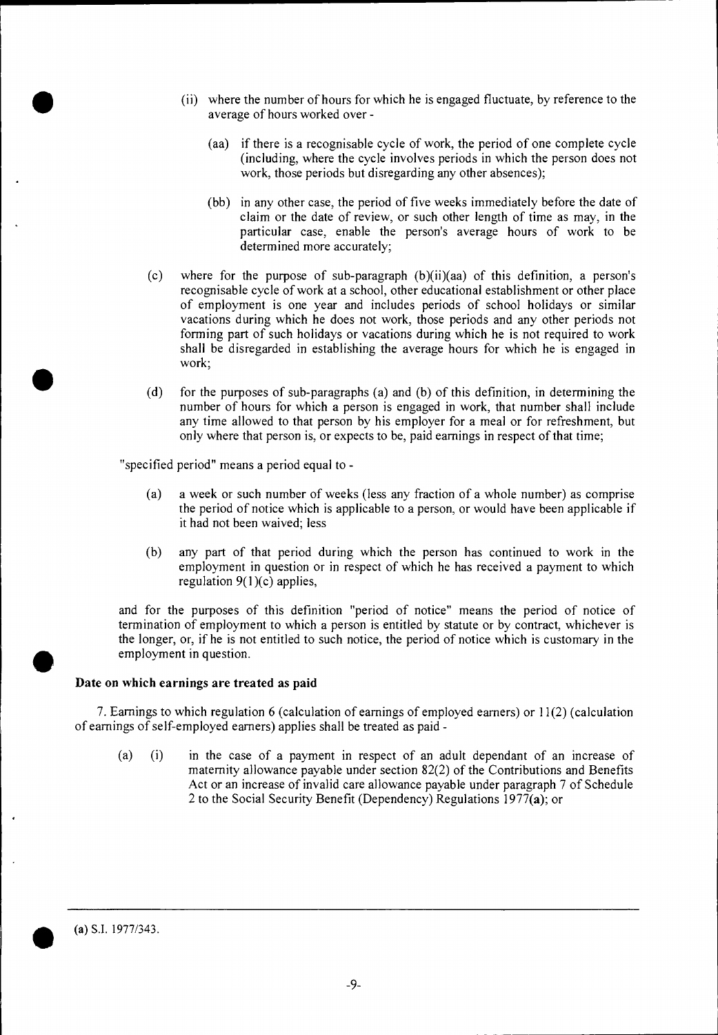(ii) where the number of hours for which he is engaged fluctuate, by reference to the average of hours worked over -

(aa) if there is a recognisable cycle of work, the period of one complete cycle (including, where the cycle involves periods in which the person does not work, those periods but disregarding any other absences);

(bb) in any other case, the period of five weeks immediately before the date of claim or the date of review, or such other length of time as may, in the particular case, enable the person's average hours of work to be determined more accurately;

(c) where for the purpose of sub-paragraph (b)(ii)(aa) of this definition, a person's recognisable cycle of work at a school, other educational establishment or other place of employment is one year and includes periods of school holidays or similar vacations during which he does not work, those periods and any other periods not forming part of such holidays or vacations during which he is not required to work shall be disregarded in establishing the average hours for which he is engaged in work;

(d) for the purposes of sub-paragraphs (a) and (b) of this definition, in determining the number of hours for which a person is engaged in work, that number shall include any time allowed to that person by his employer for a meal or for refreshment, but only where that person is, or expects to be, paid earnings in respect of that time;

"specified period" means a period equal to -

(a) a week or such number of weeks (less any fraction of a whole number) as comprise the period of notice which is applicable to a person, or would have been applicable if it had not been waived; less

(b) any part of that period during which the person has continued to work in the employment in question or in respect of which he has received a payment to which regulation 9(1)(c) applies,

and for the purposes of this definition "period of notice" means the period of notice of termination of employment to which a person is entitled by statute or by contract, whichever is the longer, or, if he is not entitled to such notice, the period of notice which is customary in the employment in question.

**Date on which earnings are treated as paid**

7. Earnings to which regulation 6 (calculation of earnings of employed earners) or 11(2) (calculation of earnings of self-employed earners) applies shall be treated as paid -

(a) (i) in the case of a payment in respect of an adult dependant of an increase of maternity allowance payable under section 82(2) of the Contributions and Benefits Act or an increase of invalid care allowance payable under paragraph 7 of Schedule 2 to the Social Security Benefit (Dependency) Regulations 1977(**a**); or

---

(**a**) S.I. 1977/343.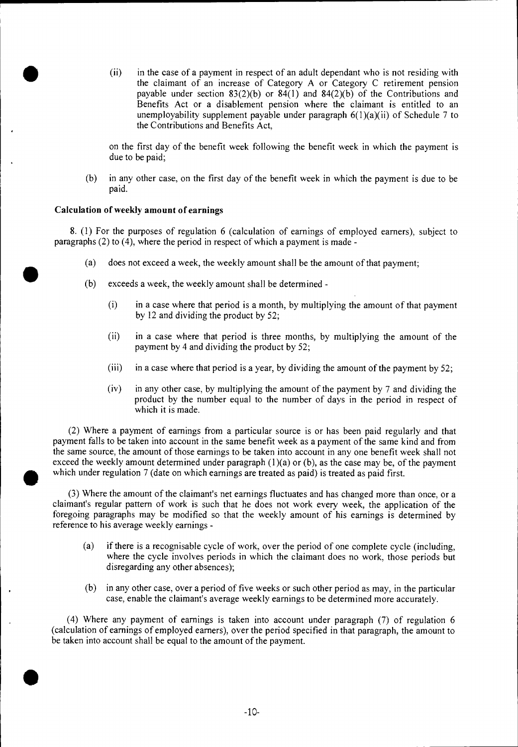(ii) in the case of a payment in respect of an adult dependant who is not residing with the claimant of an increase of Category A or Category C retirement pension payable under section 83(2)(b) or 84(1) and 84(2)(b) of the Contributions and Benefits Act or a disablement pension where the claimant is entitled to an unemployability supplement payable under paragraph 6(1)(a)(ii) of Schedule 7 to the Contributions and Benefits Act,

on the first day of the benefit week following the benefit week in which the payment is due to be paid;

(b) in any other case, on the first day of the benefit week in which the payment is due to be paid.

**Calculation of weekly amount of earnings**

8. (1) For the purposes of regulation 6 (calculation of earnings of employed earners), subject to paragraphs (2) to (4), where the period in respect of which a payment is made -

(a) does not exceed a week, the weekly amount shall be the amount of that payment;

(b) exceeds a week, the weekly amount shall be determined -

(i) in a case where that period is a month, by multiplying the amount of that payment by 12 and dividing the product by 52;

(ii) in a case where that period is three months, by multiplying the amount of the payment by 4 and dividing the product by 52;

(iii) in a case where that period is a year, by dividing the amount of the payment by 52;

(iv) in any other case, by multiplying the amount of the payment by 7 and dividing the product by the number equal to the number of days in the period in respect of which it is made.

(2) Where a payment of earnings from a particular source is or has been paid regularly and that payment falls to be taken into account in the same benefit week as a payment of the same kind and from the same source, the amount of those earnings to be taken into account in any one benefit week shall not exceed the weekly amount determined under paragraph (1)(a) or (b), as the case may be, of the payment which under regulation 7 (date on which earnings are treated as paid) is treated as paid first.

(3) Where the amount of the claimant's net earnings fluctuates and has changed more than once, or a claimant's regular pattern of work is such that he does not work every week, the application of the foregoing paragraphs may be modified so that the weekly amount of his earnings is determined by reference to his average weekly earnings -

(a) if there is a recognisable cycle of work, over the period of one complete cycle (including, where the cycle involves periods in which the claimant does no work, those periods but disregarding any other absences);

(b) in any other case, over a period of five weeks or such other period as may, in the particular case, enable the claimant's average weekly earnings to be determined more accurately.

(4) Where any payment of earnings is taken into account under paragraph (7) of regulation 6 (calculation of earnings of employed earners), over the period specified in that paragraph, the amount to be taken into account shall be equal to the amount of the payment.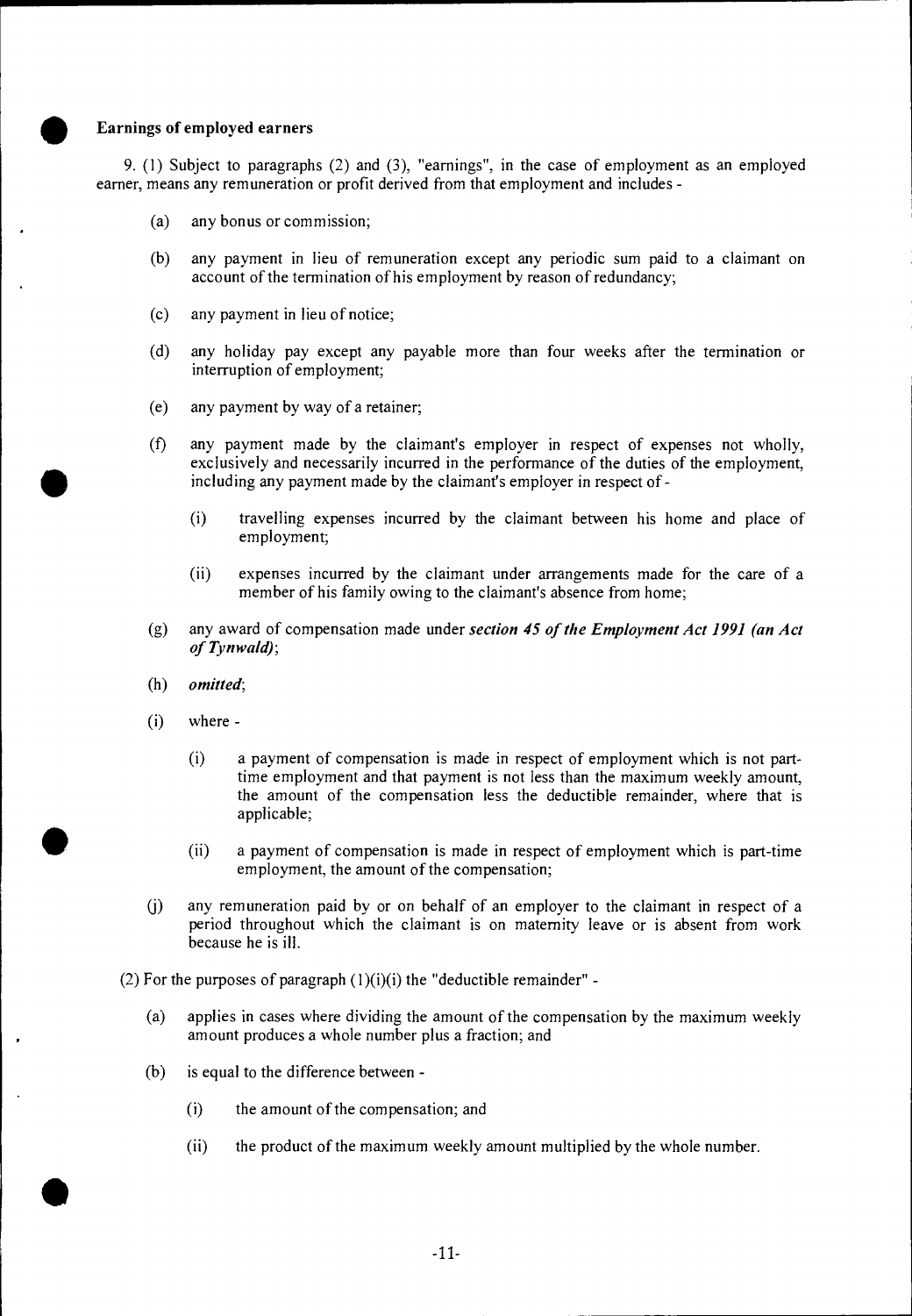**Earnings of employed earners**

9. (1) Subject to paragraphs (2) and (3), "earnings", in the case of employment as an employed earner, means any remuneration or profit derived from that employment and includes -

(a) any bonus or commission;

(b) any payment in lieu of remuneration except any periodic sum paid to a claimant on account of the termination of his employment by reason of redundancy;

(c) any payment in lieu of notice;

(d) any holiday pay except any payable more than four weeks after the termination or interruption of employment;

(e) any payment by way of a retainer;

(f) any payment made by the claimant's employer in respect of expenses not wholly, exclusively and necessarily incurred in the performance of the duties of the employment, including any payment made by the claimant's employer in respect of -

  (i) travelling expenses incurred by the claimant between his home and place of employment;

  (ii) expenses incurred by the claimant under arrangements made for the care of a member of his family owing to the claimant's absence from home;

(g) any award of compensation made under ***section 45 of the Employment Act 1991 (an Act of Tynwald)***;

(h) *omitted*;

(i) where -

  (i) a payment of compensation is made in respect of employment which is not part-time employment and that payment is not less than the maximum weekly amount, the amount of the compensation less the deductible remainder, where that is applicable;

  (ii) a payment of compensation is made in respect of employment which is part-time employment, the amount of the compensation;

(j) any remuneration paid by or on behalf of an employer to the claimant in respect of a period throughout which the claimant is on maternity leave or is absent from work because he is ill.

(2) For the purposes of paragraph (1)(i)(i) the "deductible remainder" -

(a) applies in cases where dividing the amount of the compensation by the maximum weekly amount produces a whole number plus a fraction; and

(b) is equal to the difference between -

  (i) the amount of the compensation; and

  (ii) the product of the maximum weekly amount multiplied by the whole number.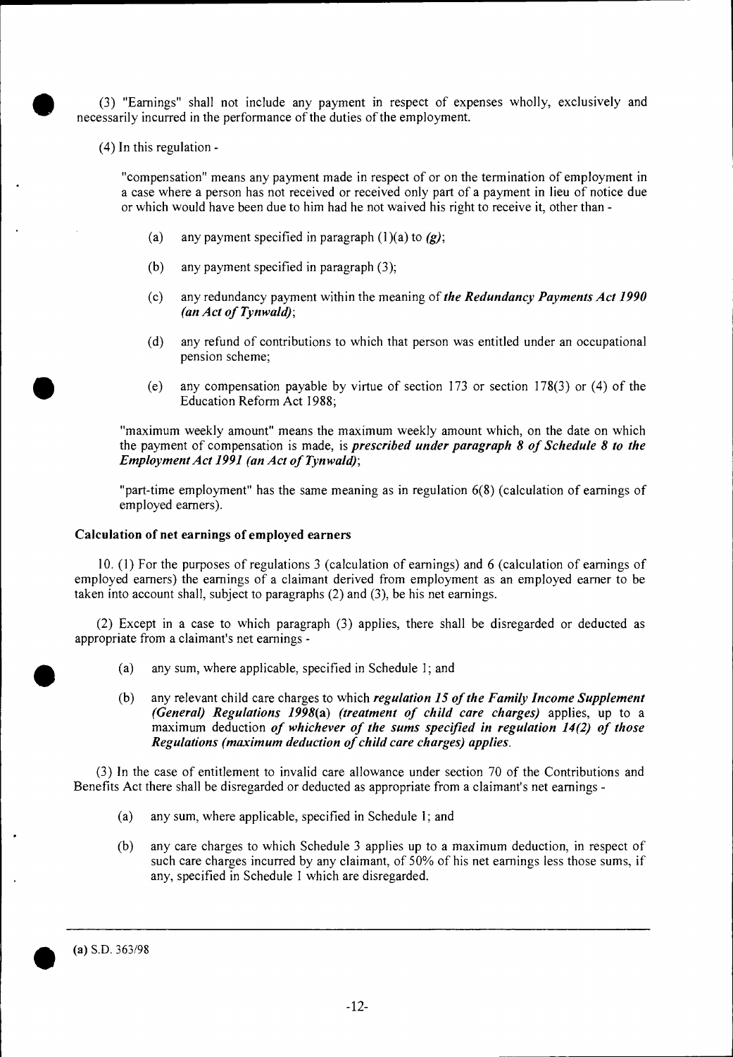(3) "Earnings" shall not include any payment in respect of expenses wholly, exclusively and necessarily incurred in the performance of the duties of the employment.

(4) In this regulation -

"compensation" means any payment made in respect of or on the termination of employment in a case where a person has not received or received only part of a payment in lieu of notice due or which would have been due to him had he not waived his right to receive it, other than -

(a) any payment specified in paragraph (1)(a) to *(g)*;

(b) any payment specified in paragraph (3);

(c) any redundancy payment within the meaning of ***the Redundancy Payments Act 1990 (an Act of Tynwald)***;

(d) any refund of contributions to which that person was entitled under an occupational pension scheme;

(e) any compensation payable by virtue of section 173 or section 178(3) or (4) of the Education Reform Act 1988;

"maximum weekly amount" means the maximum weekly amount which, on the date on which the payment of compensation is made, is ***prescribed under paragraph 8 of Schedule 8 to the Employment Act 1991 (an Act of Tynwald)***;

"part-time employment" has the same meaning as in regulation 6(8) (calculation of earnings of employed earners).

**Calculation of net earnings of employed earners**

10. (1) For the purposes of regulations 3 (calculation of earnings) and 6 (calculation of earnings of employed earners) the earnings of a claimant derived from employment as an employed earner to be taken into account shall, subject to paragraphs (2) and (3), be his net earnings.

(2) Except in a case to which paragraph (3) applies, there shall be disregarded or deducted as appropriate from a claimant's net earnings -

(a) any sum, where applicable, specified in Schedule 1; and

(b) any relevant child care charges to which ***regulation 15 of the Family Income Supplement (General) Regulations 1998*(a) *(treatment of child care charges)*** applies, up to a maximum deduction ***of whichever of the sums specified in regulation 14(2) of those Regulations (maximum deduction of child care charges) applies***.

(3) In the case of entitlement to invalid care allowance under section 70 of the Contributions and Benefits Act there shall be disregarded or deducted as appropriate from a claimant's net earnings -

(a) any sum, where applicable, specified in Schedule 1; and

(b) any care charges to which Schedule 3 applies up to a maximum deduction, in respect of such care charges incurred by any claimant, of 50% of his net earnings less those sums, if any, specified in Schedule 1 which are disregarded.

---

(a) S.D. 363/98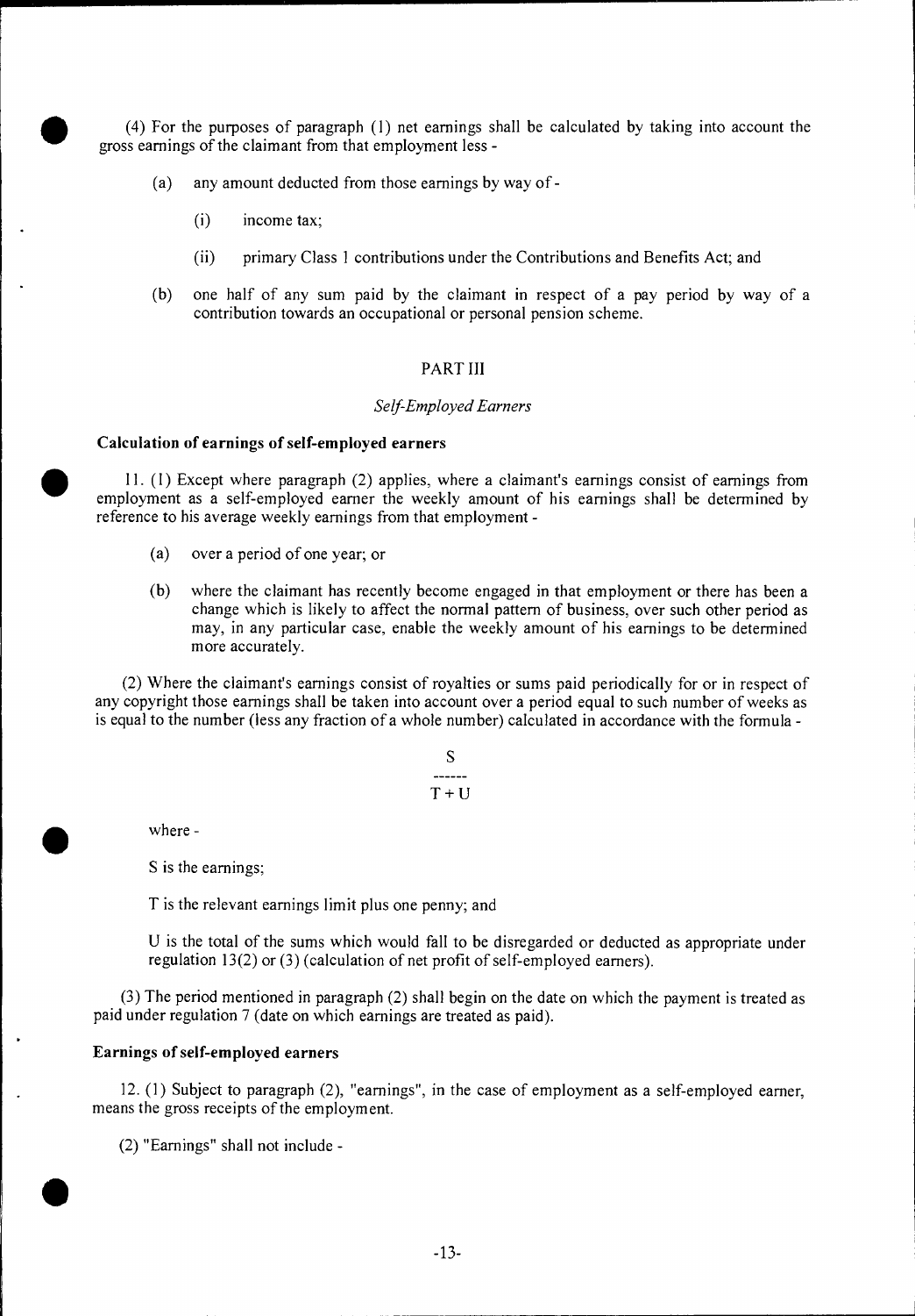(4) For the purposes of paragraph (1) net earnings shall be calculated by taking into account the gross earnings of the claimant from that employment less -

(a) any amount deducted from those earnings by way of -

(i) income tax;

(ii) primary Class 1 contributions under the Contributions and Benefits Act; and

(b) one half of any sum paid by the claimant in respect of a pay period by way of a contribution towards an occupational or personal pension scheme.

## PART III

### *Self-Employed Earners*

#### Calculation of earnings of self-employed earners

11. (1) Except where paragraph (2) applies, where a claimant's earnings consist of earnings from employment as a self-employed earner the weekly amount of his earnings shall be determined by reference to his average weekly earnings from that employment -

(a) over a period of one year; or

(b) where the claimant has recently become engaged in that employment or there has been a change which is likely to affect the normal pattern of business, over such other period as may, in any particular case, enable the weekly amount of his earnings to be determined more accurately.

(2) Where the claimant's earnings consist of royalties or sums paid periodically for or in respect of any copyright those earnings shall be taken into account over a period equal to such number of weeks as is equal to the number (less any fraction of a whole number) calculated in accordance with the formula -

$$\frac{S}{T + U}$$

where -

S is the earnings;

T is the relevant earnings limit plus one penny; and

U is the total of the sums which would fall to be disregarded or deducted as appropriate under regulation 13(2) or (3) (calculation of net profit of self-employed earners).

(3) The period mentioned in paragraph (2) shall begin on the date on which the payment is treated as paid under regulation 7 (date on which earnings are treated as paid).

#### Earnings of self-employed earners

12. (1) Subject to paragraph (2), "earnings", in the case of employment as a self-employed earner, means the gross receipts of the employment.

(2) "Earnings" shall not include -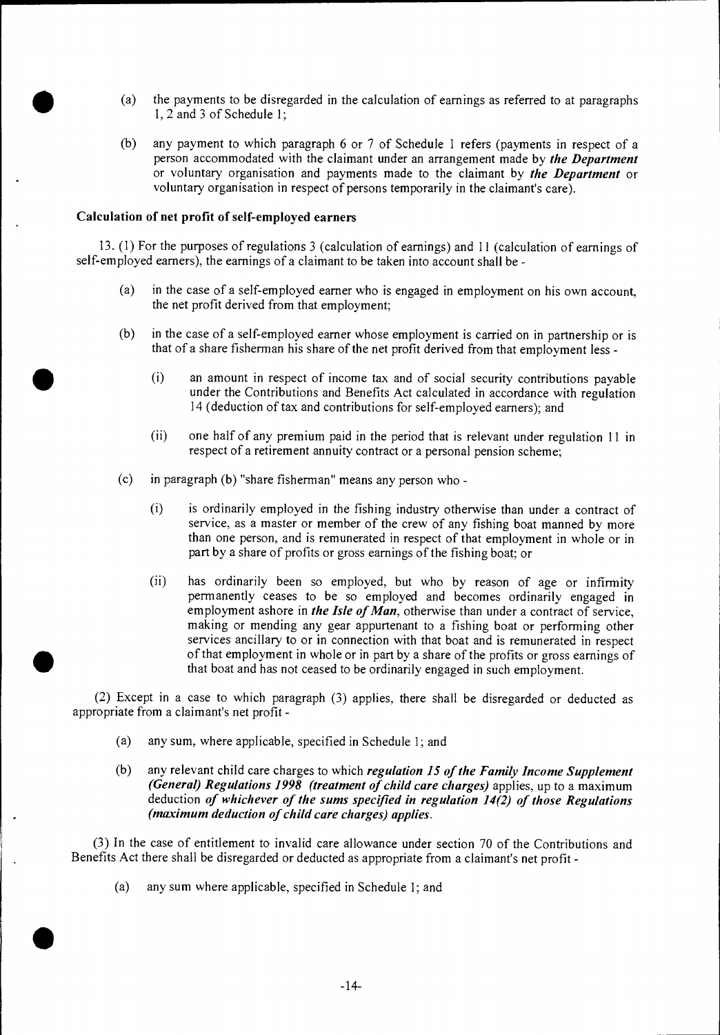(a) the payments to be disregarded in the calculation of earnings as referred to at paragraphs 1, 2 and 3 of Schedule 1;

(b) any payment to which paragraph 6 or 7 of Schedule 1 refers (payments in respect of a person accommodated with the claimant under an arrangement made by ***the Department*** or voluntary organisation and payments made to the claimant by ***the Department*** or voluntary organisation in respect of persons temporarily in the claimant's care).

**Calculation of net profit of self-employed earners**

13. (1) For the purposes of regulations 3 (calculation of earnings) and 11 (calculation of earnings of self-employed earners), the earnings of a claimant to be taken into account shall be -

(a) in the case of a self-employed earner who is engaged in employment on his own account, the net profit derived from that employment;

(b) in the case of a self-employed earner whose employment is carried on in partnership or is that of a share fisherman his share of the net profit derived from that employment less -

(i) an amount in respect of income tax and of social security contributions payable under the Contributions and Benefits Act calculated in accordance with regulation 14 (deduction of tax and contributions for self-employed earners); and

(ii) one half of any premium paid in the period that is relevant under regulation 11 in respect of a retirement annuity contract or a personal pension scheme;

(c) in paragraph (b) "share fisherman" means any person who -

(i) is ordinarily employed in the fishing industry otherwise than under a contract of service, as a master or member of the crew of any fishing boat manned by more than one person, and is remunerated in respect of that employment in whole or in part by a share of profits or gross earnings of the fishing boat; or

(ii) has ordinarily been so employed, but who by reason of age or infirmity permanently ceases to be so employed and becomes ordinarily engaged in employment ashore in ***the Isle of Man***, otherwise than under a contract of service, making or mending any gear appurtenant to a fishing boat or performing other services ancillary to or in connection with that boat and is remunerated in respect of that employment in whole or in part by a share of the profits or gross earnings of that boat and has not ceased to be ordinarily engaged in such employment.

(2) Except in a case to which paragraph (3) applies, there shall be disregarded or deducted as appropriate from a claimant's net profit -

(a) any sum, where applicable, specified in Schedule 1; and

(b) any relevant child care charges to which ***regulation 15 of the Family Income Supplement (General) Regulations 1998 (treatment of child care charges)*** applies, up to a maximum deduction ***of whichever of the sums specified in regulation 14(2) of those Regulations (maximum deduction of child care charges) applies***.

(3) In the case of entitlement to invalid care allowance under section 70 of the Contributions and Benefits Act there shall be disregarded or deducted as appropriate from a claimant's net profit -

(a) any sum where applicable, specified in Schedule 1; and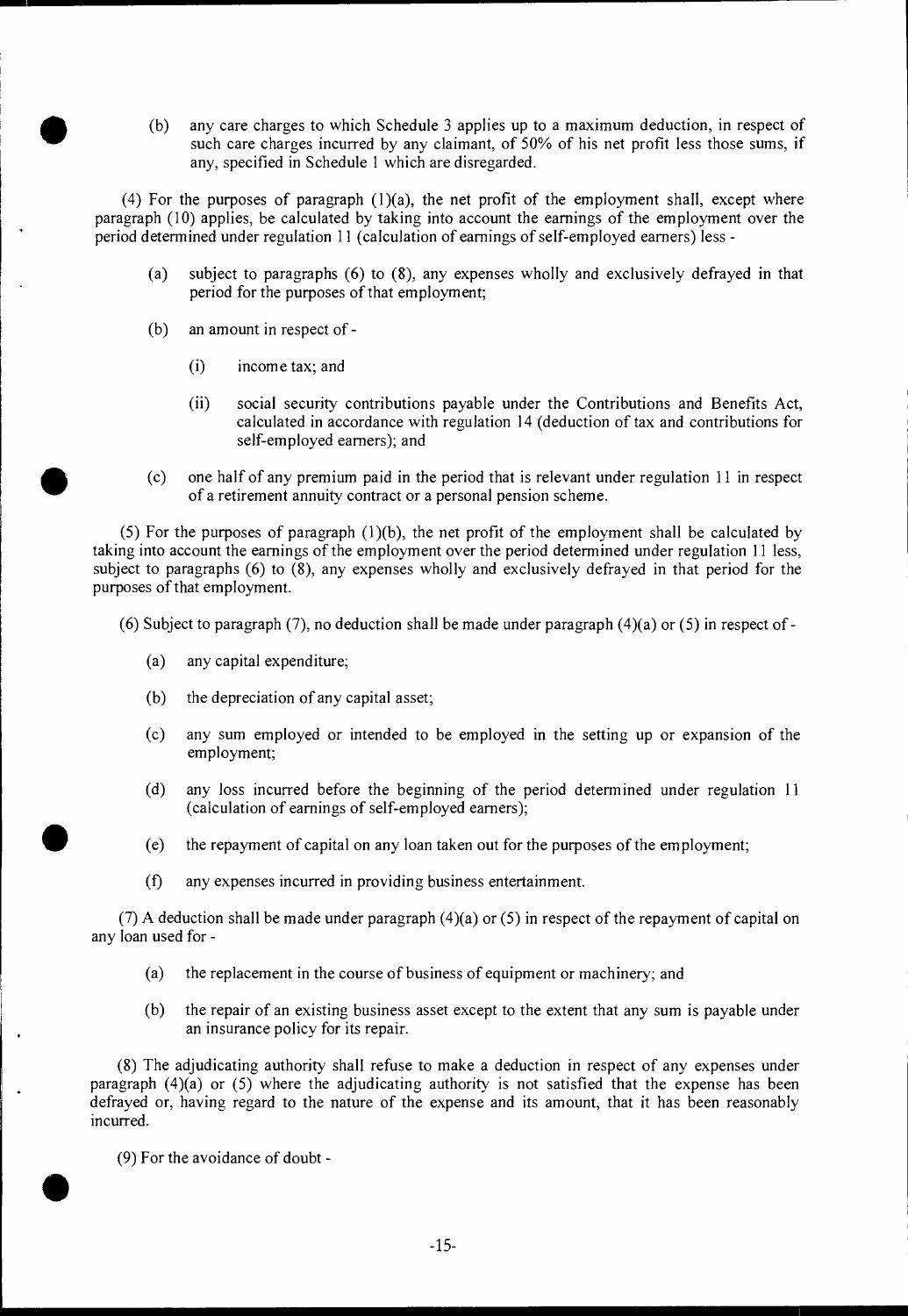(b) any care charges to which Schedule 3 applies up to a maximum deduction, in respect of such care charges incurred by any claimant, of 50% of his net profit less those sums, if any, specified in Schedule 1 which are disregarded.

(4) For the purposes of paragraph (1)(a), the net profit of the employment shall, except where paragraph (10) applies, be calculated by taking into account the earnings of the employment over the period determined under regulation 11 (calculation of earnings of self-employed earners) less -

(a) subject to paragraphs (6) to (8), any expenses wholly and exclusively defrayed in that period for the purposes of that employment;

(b) an amount in respect of -

(i) income tax; and

(ii) social security contributions payable under the Contributions and Benefits Act, calculated in accordance with regulation 14 (deduction of tax and contributions for self-employed earners); and

(c) one half of any premium paid in the period that is relevant under regulation 11 in respect of a retirement annuity contract or a personal pension scheme.

(5) For the purposes of paragraph (1)(b), the net profit of the employment shall be calculated by taking into account the earnings of the employment over the period determined under regulation 11 less, subject to paragraphs (6) to (8), any expenses wholly and exclusively defrayed in that period for the purposes of that employment.

(6) Subject to paragraph (7), no deduction shall be made under paragraph (4)(a) or (5) in respect of -

(a) any capital expenditure;

(b) the depreciation of any capital asset;

(c) any sum employed or intended to be employed in the setting up or expansion of the employment;

(d) any loss incurred before the beginning of the period determined under regulation 11 (calculation of earnings of self-employed earners);

(e) the repayment of capital on any loan taken out for the purposes of the employment;

(f) any expenses incurred in providing business entertainment.

(7) A deduction shall be made under paragraph (4)(a) or (5) in respect of the repayment of capital on any loan used for -

(a) the replacement in the course of business of equipment or machinery; and

(b) the repair of an existing business asset except to the extent that any sum is payable under an insurance policy for its repair.

(8) The adjudicating authority shall refuse to make a deduction in respect of any expenses under paragraph (4)(a) or (5) where the adjudicating authority is not satisfied that the expense has been defrayed or, having regard to the nature of the expense and its amount, that it has been reasonably incurred.

(9) For the avoidance of doubt -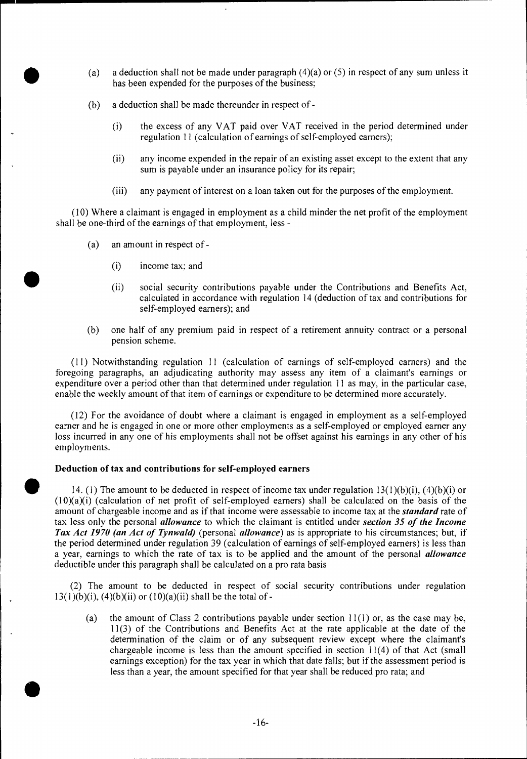(a) a deduction shall not be made under paragraph (4)(a) or (5) in respect of any sum unless it has been expended for the purposes of the business;

(b) a deduction shall be made thereunder in respect of -

(i) the excess of any VAT paid over VAT received in the period determined under regulation 11 (calculation of earnings of self-employed earners);

(ii) any income expended in the repair of an existing asset except to the extent that any sum is payable under an insurance policy for its repair;

(iii) any payment of interest on a loan taken out for the purposes of the employment.

(10) Where a claimant is engaged in employment as a child minder the net profit of the employment shall be one-third of the earnings of that employment, less -

(a) an amount in respect of -

(i) income tax; and

(ii) social security contributions payable under the Contributions and Benefits Act, calculated in accordance with regulation 14 (deduction of tax and contributions for self-employed earners); and

(b) one half of any premium paid in respect of a retirement annuity contract or a personal pension scheme.

(11) Notwithstanding regulation 11 (calculation of earnings of self-employed earners) and the foregoing paragraphs, an adjudicating authority may assess any item of a claimant's earnings or expenditure over a period other than that determined under regulation 11 as may, in the particular case, enable the weekly amount of that item of earnings or expenditure to be determined more accurately.

(12) For the avoidance of doubt where a claimant is engaged in employment as a self-employed earner and he is engaged in one or more other employments as a self-employed or employed earner any loss incurred in any one of his employments shall not be offset against his earnings in any other of his employments.

#### Deduction of tax and contributions for self-employed earners

14. (1) The amount to be deducted in respect of income tax under regulation 13(1)(b)(i), (4)(b)(i) or (10)(a)(i) (calculation of net profit of self-employed earners) shall be calculated on the basis of the amount of chargeable income and as if that income were assessable to income tax at the ***standard*** rate of tax less only the personal ***allowance*** to which the claimant is entitled under ***section 35 of the Income Tax Act 1970 (an Act of Tynwald)*** (personal ***allowance***) as is appropriate to his circumstances; but, if the period determined under regulation 39 (calculation of earnings of self-employed earners) is less than a year, earnings to which the rate of tax is to be applied and the amount of the personal ***allowance*** deductible under this paragraph shall be calculated on a pro rata basis

(2) The amount to be deducted in respect of social security contributions under regulation 13(1)(b)(i), (4)(b)(ii) or (10)(a)(ii) shall be the total of -

(a) the amount of Class 2 contributions payable under section 11(1) or, as the case may be, 11(3) of the Contributions and Benefits Act at the rate applicable at the date of the determination of the claim or of any subsequent review except where the claimant's chargeable income is less than the amount specified in section 11(4) of that Act (small earnings exception) for the tax year in which that date falls; but if the assessment period is less than a year, the amount specified for that year shall be reduced pro rata; and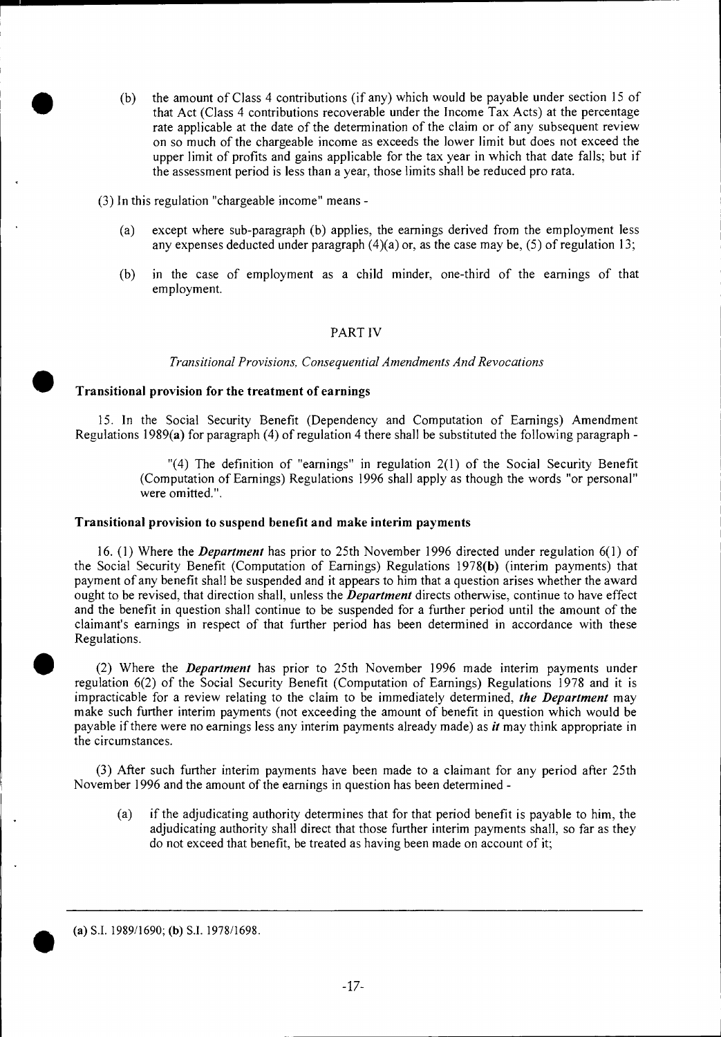(b) the amount of Class 4 contributions (if any) which would be payable under section 15 of that Act (Class 4 contributions recoverable under the Income Tax Acts) at the percentage rate applicable at the date of the determination of the claim or of any subsequent review on so much of the chargeable income as exceeds the lower limit but does not exceed the upper limit of profits and gains applicable for the tax year in which that date falls; but if the assessment period is less than a year, those limits shall be reduced pro rata.

(3) In this regulation "chargeable income" means -

(a) except where sub-paragraph (b) applies, the earnings derived from the employment less any expenses deducted under paragraph (4)(a) or, as the case may be, (5) of regulation 13;

(b) in the case of employment as a child minder, one-third of the earnings of that employment.

## PART IV

*Transitional Provisions, Consequential Amendments And Revocations*

### Transitional provision for the treatment of earnings

15. In the Social Security Benefit (Dependency and Computation of Earnings) Amendment Regulations 1989(**a**) for paragraph (4) of regulation 4 there shall be substituted the following paragraph -

> "(4) The definition of "earnings" in regulation 2(1) of the Social Security Benefit (Computation of Earnings) Regulations 1996 shall apply as though the words "or personal" were omitted.".

### Transitional provision to suspend benefit and make interim payments

16. (1) Where the ***Department*** has prior to 25th November 1996 directed under regulation 6(1) of the Social Security Benefit (Computation of Earnings) Regulations 1978(**b**) (interim payments) that payment of any benefit shall be suspended and it appears to him that a question arises whether the award ought to be revised, that direction shall, unless the ***Department*** directs otherwise, continue to have effect and the benefit in question shall continue to be suspended for a further period until the amount of the claimant's earnings in respect of that further period has been determined in accordance with these Regulations.

(2) Where the ***Department*** has prior to 25th November 1996 made interim payments under regulation 6(2) of the Social Security Benefit (Computation of Earnings) Regulations 1978 and it is impracticable for a review relating to the claim to be immediately determined, ***the Department*** may make such further interim payments (not exceeding the amount of benefit in question which would be payable if there were no earnings less any interim payments already made) as ***it*** may think appropriate in the circumstances.

(3) After such further interim payments have been made to a claimant for any period after 25th November 1996 and the amount of the earnings in question has been determined -

(a) if the adjudicating authority determines that for that period benefit is payable to him, the adjudicating authority shall direct that those further interim payments shall, so far as they do not exceed that benefit, be treated as having been made on account of it;

---

(**a**) S.I. 1989/1690; (**b**) S.I. 1978/1698.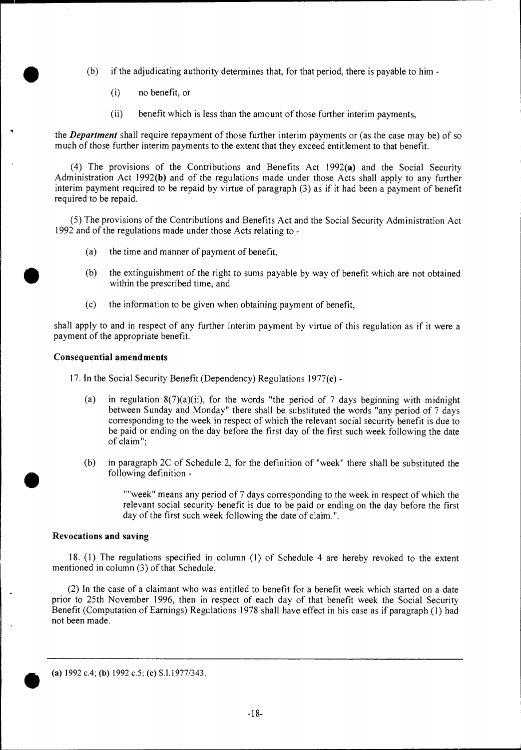(b) if the adjudicating authority determines that, for that period, there is payable to him -

(i) no benefit, or

(ii) benefit which is less than the amount of those further interim payments,

the ***Department*** shall require repayment of those further interim payments or (as the case may be) of so much of those further interim payments to the extent that they exceed entitlement to that benefit.

(4) The provisions of the Contributions and Benefits Act 1992**(a)** and the Social Security Administration Act 1992**(b)** and of the regulations made under those Acts shall apply to any further interim payment required to be repaid by virtue of paragraph (3) as if it had been a payment of benefit required to be repaid.

(5) The provisions of the Contributions and Benefits Act and the Social Security Administration Act 1992 and of the regulations made under those Acts relating to -

(a) the time and manner of payment of benefit,

(b) the extinguishment of the right to sums payable by way of benefit which are not obtained within the prescribed time, and

(c) the information to be given when obtaining payment of benefit,

shall apply to and in respect of any further interim payment by virtue of this regulation as if it were a payment of the appropriate benefit.

**Consequential amendments**

17. In the Social Security Benefit (Dependency) Regulations 1977**(c)** -

(a) in regulation 8(7)(a)(ii), for the words "the period of 7 days beginning with midnight between Sunday and Monday" there shall be substituted the words "any period of 7 days corresponding to the week in respect of which the relevant social security benefit is due to be paid or ending on the day before the first day of the first such week following the date of claim";

(b) in paragraph 2C of Schedule 2, for the definition of "week" there shall be substituted the following definition -

""week" means any period of 7 days corresponding to the week in respect of which the relevant social security benefit is due to be paid or ending on the day before the first day of the first such week following the date of claim.".

**Revocations and saving**

18. (1) The regulations specified in column (1) of Schedule 4 are hereby revoked to the extent mentioned in column (3) of that Schedule.

(2) In the case of a claimant who was entitled to benefit for a benefit week which started on a date prior to 25th November 1996, then in respect of each day of that benefit week the Social Security Benefit (Computation of Earnings) Regulations 1978 shall have effect in his case as if paragraph (1) had not been made.

---

**(a)** 1992 c.4; **(b)** 1992 c.5; **(c)** S.I.1977/343.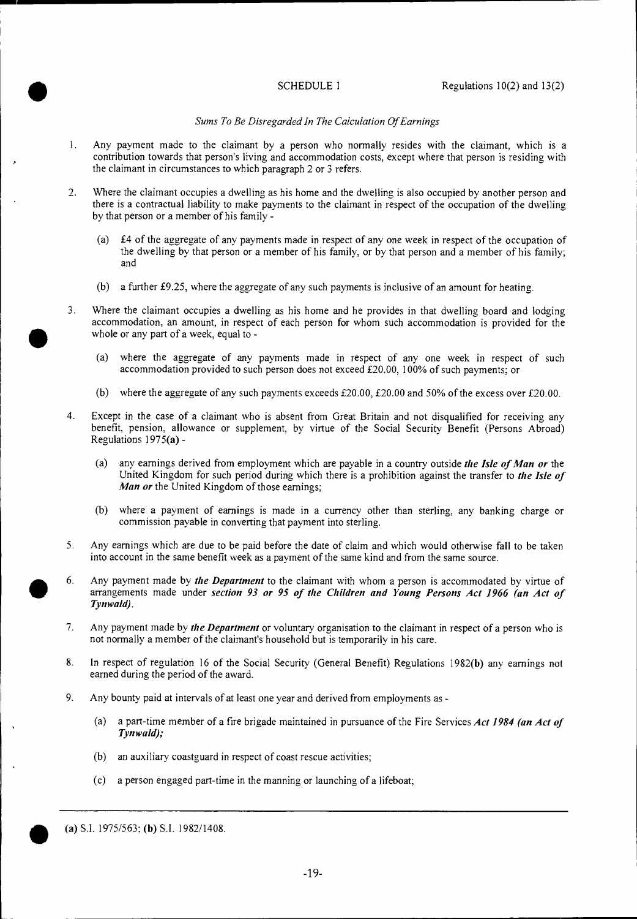SCHEDULE 1 Regulations 10(2) and 13(2)

*Sums To Be Disregarded In The Calculation Of Earnings*

1. Any payment made to the claimant by a person who normally resides with the claimant, which is a contribution towards that person's living and accommodation costs, except where that person is residing with the claimant in circumstances to which paragraph 2 or 3 refers.

2. Where the claimant occupies a dwelling as his home and the dwelling is also occupied by another person and there is a contractual liability to make payments to the claimant in respect of the occupation of the dwelling by that person or a member of his family -

   (a) £4 of the aggregate of any payments made in respect of any one week in respect of the occupation of the dwelling by that person or a member of his family, or by that person and a member of his family; and

   (b) a further £9.25, where the aggregate of any such payments is inclusive of an amount for heating.

3. Where the claimant occupies a dwelling as his home and he provides in that dwelling board and lodging accommodation, an amount, in respect of each person for whom such accommodation is provided for the whole or any part of a week, equal to -

   (a) where the aggregate of any payments made in respect of any one week in respect of such accommodation provided to such person does not exceed £20.00, 100% of such payments; or

   (b) where the aggregate of any such payments exceeds £20.00, £20.00 and 50% of the excess over £20.00.

4. Except in the case of a claimant who is absent from Great Britain and not disqualified for receiving any benefit, pension, allowance or supplement, by virtue of the Social Security Benefit (Persons Abroad) Regulations 1975**(a)** -

   (a) any earnings derived from employment which are payable in a country outside ***the Isle of Man or*** the United Kingdom for such period during which there is a prohibition against the transfer to ***the Isle of Man or*** the United Kingdom of those earnings;

   (b) where a payment of earnings is made in a currency other than sterling, any banking charge or commission payable in converting that payment into sterling.

5. Any earnings which are due to be paid before the date of claim and which would otherwise fall to be taken into account in the same benefit week as a payment of the same kind and from the same source.

6. Any payment made by ***the Department*** to the claimant with whom a person is accommodated by virtue of arrangements made under ***section 93 or 95 of the Children and Young Persons Act 1966 (an Act of Tynwald)***.

7. Any payment made by ***the Department*** or voluntary organisation to the claimant in respect of a person who is not normally a member of the claimant's household but is temporarily in his care.

8. In respect of regulation 16 of the Social Security (General Benefit) Regulations 1982**(b)** any earnings not earned during the period of the award.

9. Any bounty paid at intervals of at least one year and derived from employments as -

   (a) a part-time member of a fire brigade maintained in pursuance of the Fire Services ***Act 1984 (an Act of Tynwald);***

   (b) an auxiliary coastguard in respect of coast rescue activities;

   (c) a person engaged part-time in the manning or launching of a lifeboat;

---

**(a)** S.I. 1975/563; **(b)** S.I. 1982/1408.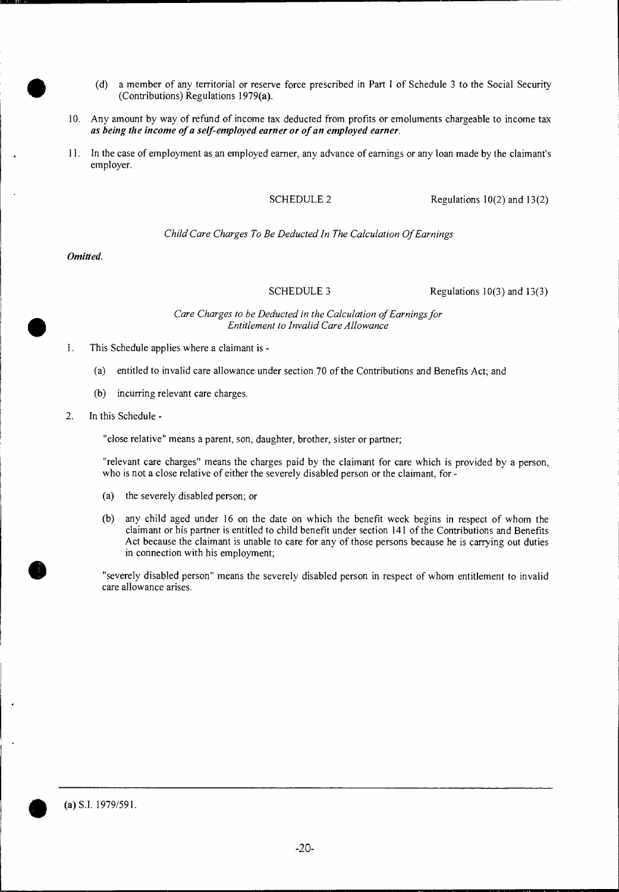(d) a member of any territorial or reserve force prescribed in Part I of Schedule 3 to the Social Security (Contributions) Regulations 1979**(a)**.

10. Any amount by way of refund of income tax deducted from profits or emoluments chargeable to income tax ***as being the income of a self-employed earner or of an employed earner***.

11. In the case of employment as an employed earner, any advance of earnings or any loan made by the claimant's employer.

SCHEDULE 2 Regulations 10(2) and 13(2)

*Child Care Charges To Be Deducted In The Calculation Of Earnings*

***Omitted.***

SCHEDULE 3 Regulations 10(3) and 13(3)

*Care Charges to be Deducted in the Calculation of Earnings for Entitlement to Invalid Care Allowance*

1. This Schedule applies where a claimant is -

   (a) entitled to invalid care allowance under section 70 of the Contributions and Benefits Act; and

   (b) incurring relevant care charges.

2. In this Schedule -

   "close relative" means a parent, son, daughter, brother, sister or partner;

   "relevant care charges" means the charges paid by the claimant for care which is provided by a person, who is not a close relative of either the severely disabled person or the claimant, for -

   (a) the severely disabled person; or

   (b) any child aged under 16 on the date on which the benefit week begins in respect of whom the claimant or his partner is entitled to child benefit under section 141 of the Contributions and Benefits Act because the claimant is unable to care for any of those persons because he is carrying out duties in connection with his employment;

   "severely disabled person" means the severely disabled person in respect of whom entitlement to invalid care allowance arises.

---

**(a)** S.I. 1979/591.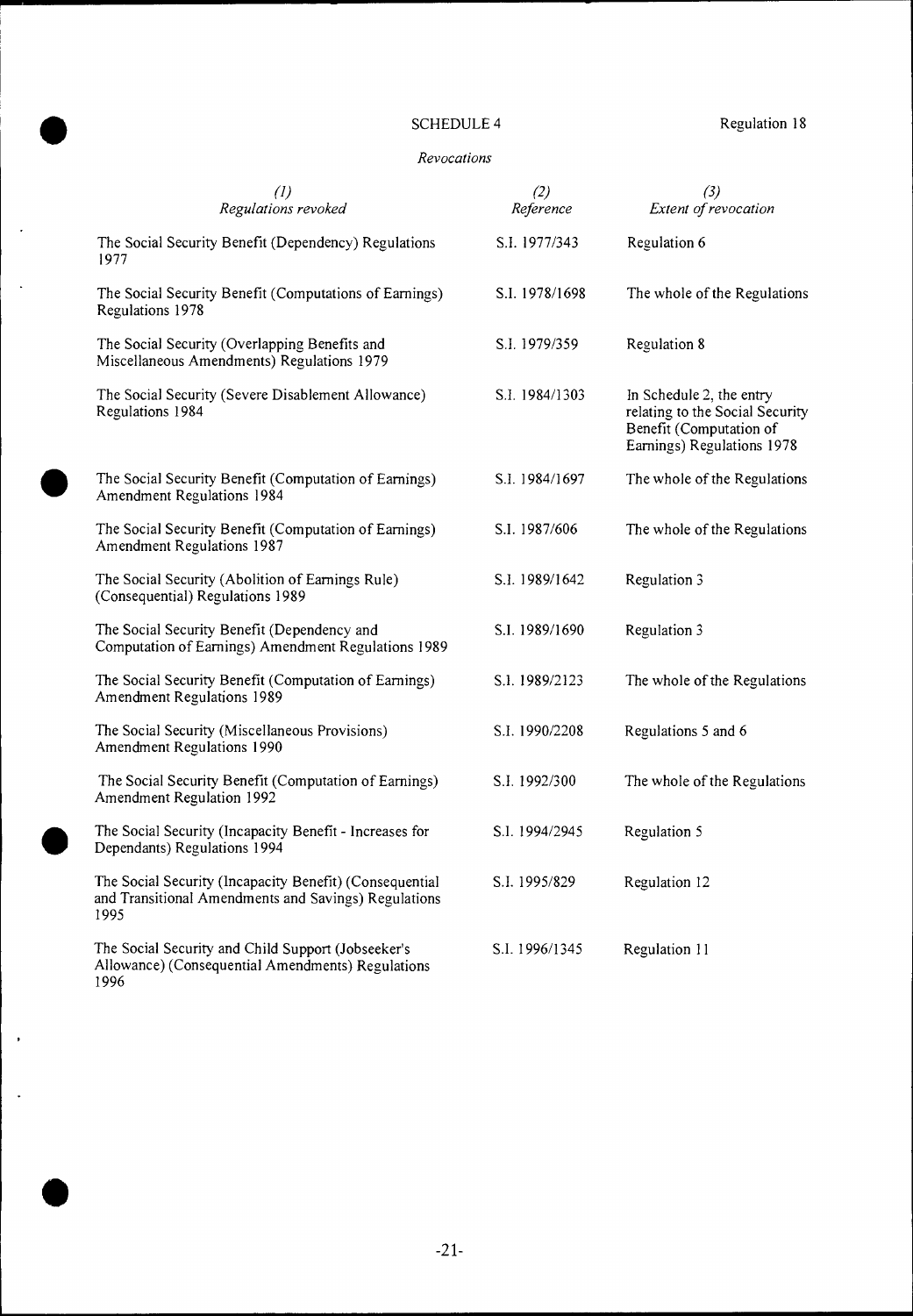SCHEDULE 4 Regulation 18

*Revocations*

| (1) *Regulations revoked* | (2) *Reference* | (3) *Extent of revocation* |
|---|---|---|
| The Social Security Benefit (Dependency) Regulations 1977 | S.I. 1977/343 | Regulation 6 |
| The Social Security Benefit (Computations of Earnings) Regulations 1978 | S.I. 1978/1698 | The whole of the Regulations |
| The Social Security (Overlapping Benefits and Miscellaneous Amendments) Regulations 1979 | S.I. 1979/359 | Regulation 8 |
| The Social Security (Severe Disablement Allowance) Regulations 1984 | S.I. 1984/1303 | In Schedule 2, the entry relating to the Social Security Benefit (Computation of Earnings) Regulations 1978 |
| The Social Security Benefit (Computation of Earnings) Amendment Regulations 1984 | S.I. 1984/1697 | The whole of the Regulations |
| The Social Security Benefit (Computation of Earnings) Amendment Regulations 1987 | S.I. 1987/606 | The whole of the Regulations |
| The Social Security (Abolition of Earnings Rule) (Consequential) Regulations 1989 | S.I. 1989/1642 | Regulation 3 |
| The Social Security Benefit (Dependency and Computation of Earnings) Amendment Regulations 1989 | S.I. 1989/1690 | Regulation 3 |
| The Social Security Benefit (Computation of Earnings) Amendment Regulations 1989 | S.I. 1989/2123 | The whole of the Regulations |
| The Social Security (Miscellaneous Provisions) Amendment Regulations 1990 | S.I. 1990/2208 | Regulations 5 and 6 |
| The Social Security Benefit (Computation of Earnings) Amendment Regulation 1992 | S.I. 1992/300 | The whole of the Regulations |
| The Social Security (Incapacity Benefit - Increases for Dependants) Regulations 1994 | S.I. 1994/2945 | Regulation 5 |
| The Social Security (Incapacity Benefit) (Consequential and Transitional Amendments and Savings) Regulations 1995 | S.I. 1995/829 | Regulation 12 |
| The Social Security and Child Support (Jobseeker's Allowance) (Consequential Amendments) Regulations 1996 | S.I. 1996/1345 | Regulation 11 |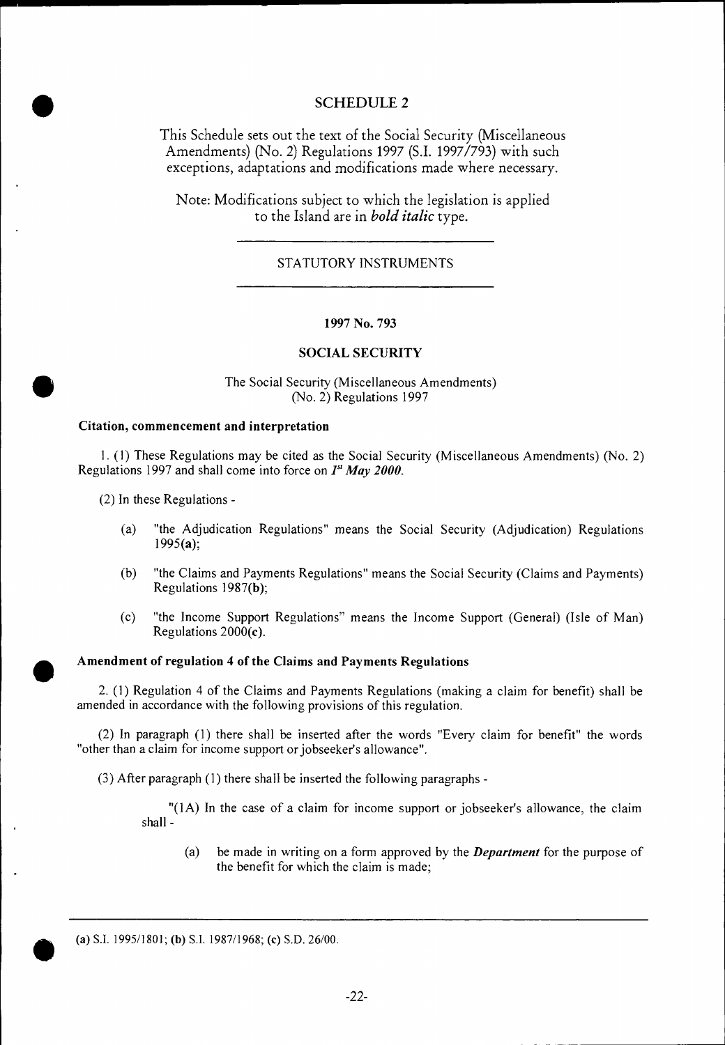## SCHEDULE 2

This Schedule sets out the text of the Social Security (Miscellaneous Amendments) (No. 2) Regulations 1997 (S.I. 1997/793) with such exceptions, adaptations and modifications made where necessary.

Note: Modifications subject to which the legislation is applied to the Island are in ***bold italic*** type.

---

STATUTORY INSTRUMENTS

---

**1997 No. 793**

**SOCIAL SECURITY**

The Social Security (Miscellaneous Amendments) (No. 2) Regulations 1997

### Citation, commencement and interpretation

1. (1) These Regulations may be cited as the Social Security (Miscellaneous Amendments) (No. 2) Regulations 1997 and shall come into force on ***1st May 2000***.

(2) In these Regulations -

(a) "the Adjudication Regulations" means the Social Security (Adjudication) Regulations 1995(**a**);

(b) "the Claims and Payments Regulations" means the Social Security (Claims and Payments) Regulations 1987(**b**);

(c) "the Income Support Regulations" means the Income Support (General) (Isle of Man) Regulations 2000(**c**).

### Amendment of regulation 4 of the Claims and Payments Regulations

2. (1) Regulation 4 of the Claims and Payments Regulations (making a claim for benefit) shall be amended in accordance with the following provisions of this regulation.

(2) In paragraph (1) there shall be inserted after the words "Every claim for benefit" the words "other than a claim for income support or jobseeker's allowance".

(3) After paragraph (1) there shall be inserted the following paragraphs -

"(1A) In the case of a claim for income support or jobseeker's allowance, the claim shall -

(a) be made in writing on a form approved by the ***Department*** for the purpose of the benefit for which the claim is made;

---

(**a**) S.I. 1995/1801; (**b**) S.I. 1987/1968; (**c**) S.D. 26/00.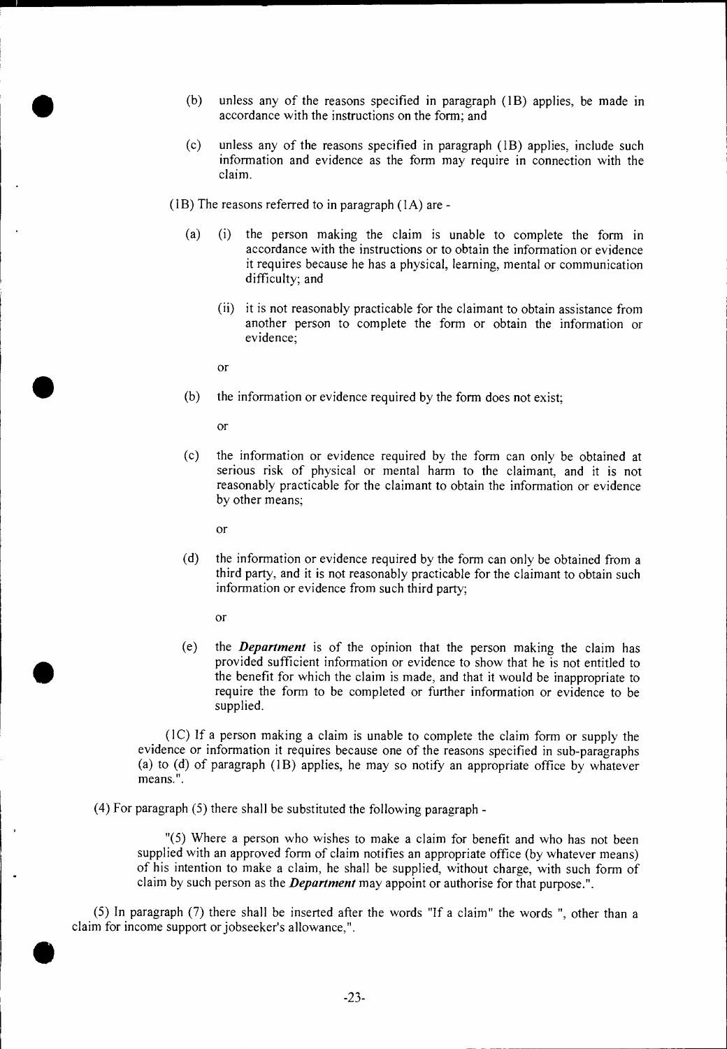(b) unless any of the reasons specified in paragraph (1B) applies, be made in accordance with the instructions on the form; and

(c) unless any of the reasons specified in paragraph (1B) applies, include such information and evidence as the form may require in connection with the claim.

(1B) The reasons referred to in paragraph (1A) are -

(a) (i) the person making the claim is unable to complete the form in accordance with the instructions or to obtain the information or evidence it requires because he has a physical, learning, mental or communication difficulty; and

(ii) it is not reasonably practicable for the claimant to obtain assistance from another person to complete the form or obtain the information or evidence;

or

(b) the information or evidence required by the form does not exist;

or

(c) the information or evidence required by the form can only be obtained at serious risk of physical or mental harm to the claimant, and it is not reasonably practicable for the claimant to obtain the information or evidence by other means;

or

(d) the information or evidence required by the form can only be obtained from a third party, and it is not reasonably practicable for the claimant to obtain such information or evidence from such third party;

or

(e) the ***Department*** is of the opinion that the person making the claim has provided sufficient information or evidence to show that he is not entitled to the benefit for which the claim is made, and that it would be inappropriate to require the form to be completed or further information or evidence to be supplied.

(1C) If a person making a claim is unable to complete the claim form or supply the evidence or information it requires because one of the reasons specified in sub-paragraphs (a) to (d) of paragraph (1B) applies, he may so notify an appropriate office by whatever means.".

(4) For paragraph (5) there shall be substituted the following paragraph -

"(5) Where a person who wishes to make a claim for benefit and who has not been supplied with an approved form of claim notifies an appropriate office (by whatever means) of his intention to make a claim, he shall be supplied, without charge, with such form of claim by such person as the ***Department*** may appoint or authorise for that purpose.".

(5) In paragraph (7) there shall be inserted after the words "If a claim" the words ", other than a claim for income support or jobseeker's allowance,".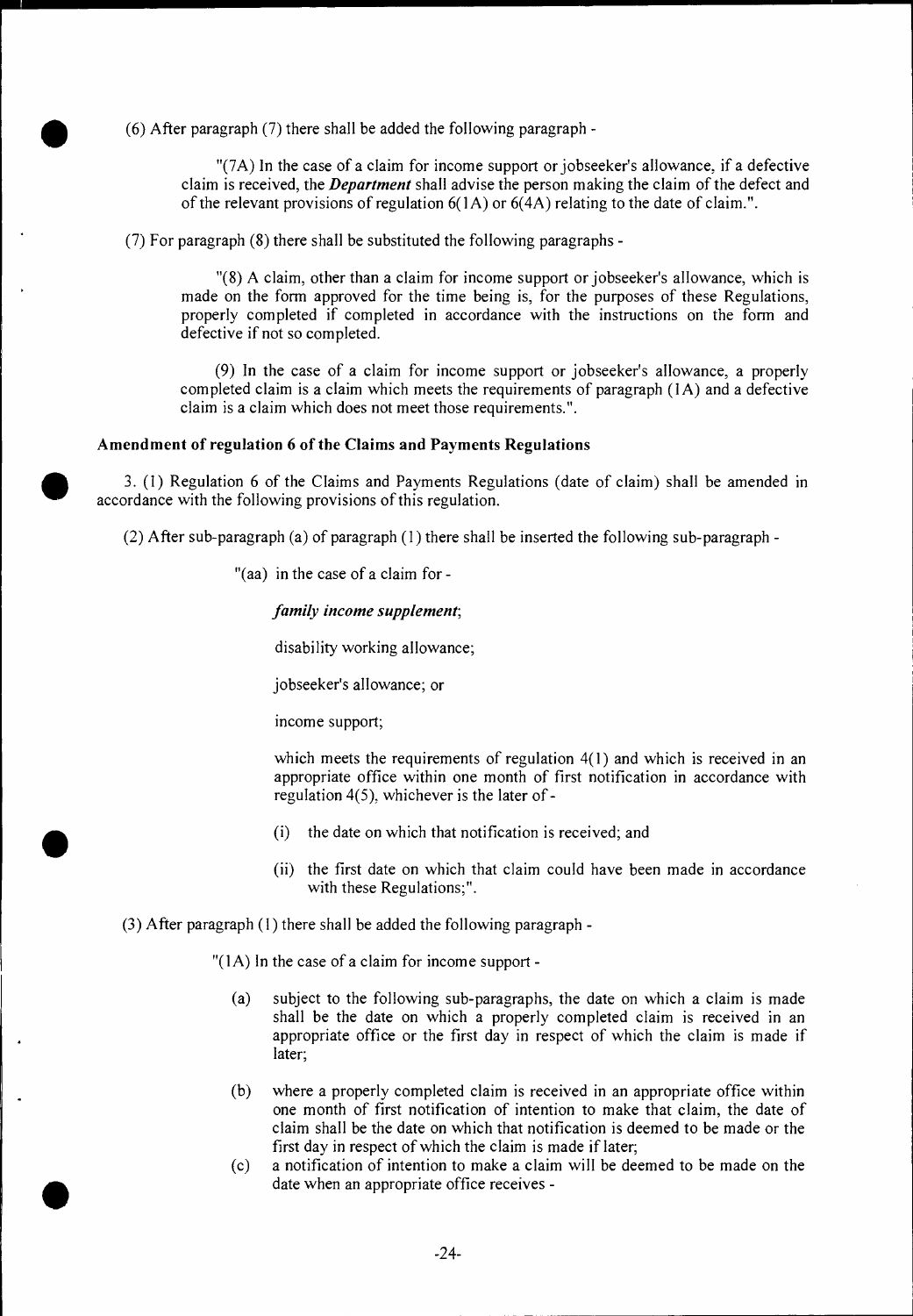(6) After paragraph (7) there shall be added the following paragraph -

"(7A) In the case of a claim for income support or jobseeker's allowance, if a defective claim is received, the ***Department*** shall advise the person making the claim of the defect and of the relevant provisions of regulation 6(1A) or 6(4A) relating to the date of claim.".

(7) For paragraph (8) there shall be substituted the following paragraphs -

"(8) A claim, other than a claim for income support or jobseeker's allowance, which is made on the form approved for the time being is, for the purposes of these Regulations, properly completed if completed in accordance with the instructions on the form and defective if not so completed.

(9) In the case of a claim for income support or jobseeker's allowance, a properly completed claim is a claim which meets the requirements of paragraph (1A) and a defective claim is a claim which does not meet those requirements.".

**Amendment of regulation 6 of the Claims and Payments Regulations**

3. (1) Regulation 6 of the Claims and Payments Regulations (date of claim) shall be amended in accordance with the following provisions of this regulation.

(2) After sub-paragraph (a) of paragraph (1) there shall be inserted the following sub-paragraph -

"(aa) in the case of a claim for -

***family income supplement***;

disability working allowance;

jobseeker's allowance; or

income support;

which meets the requirements of regulation 4(1) and which is received in an appropriate office within one month of first notification in accordance with regulation 4(5), whichever is the later of -

(i) the date on which that notification is received; and

(ii) the first date on which that claim could have been made in accordance with these Regulations;".

(3) After paragraph (1) there shall be added the following paragraph -

"(1A) In the case of a claim for income support -

(a) subject to the following sub-paragraphs, the date on which a claim is made shall be the date on which a properly completed claim is received in an appropriate office or the first day in respect of which the claim is made if later;

(b) where a properly completed claim is received in an appropriate office within one month of first notification of intention to make that claim, the date of claim shall be the date on which that notification is deemed to be made or the first day in respect of which the claim is made if later;

(c) a notification of intention to make a claim will be deemed to be made on the date when an appropriate office receives -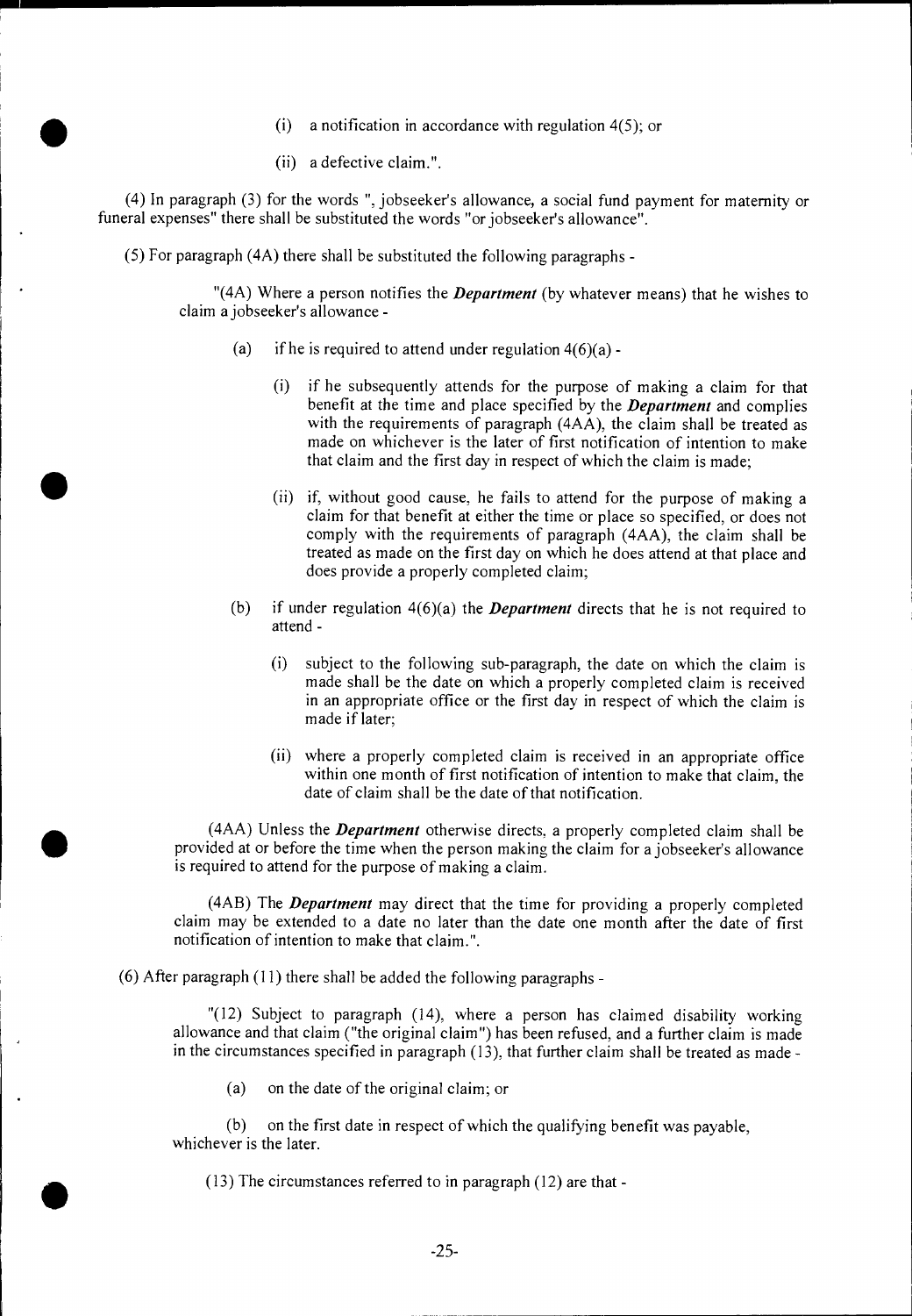(i) a notification in accordance with regulation 4(5); or

(ii) a defective claim.".

(4) In paragraph (3) for the words ", jobseeker's allowance, a social fund payment for maternity or funeral expenses" there shall be substituted the words "or jobseeker's allowance".

(5) For paragraph (4A) there shall be substituted the following paragraphs -

"(4A) Where a person notifies the ***Department*** (by whatever means) that he wishes to claim a jobseeker's allowance -

(a) if he is required to attend under regulation 4(6)(a) -

(i) if he subsequently attends for the purpose of making a claim for that benefit at the time and place specified by the ***Department*** and complies with the requirements of paragraph (4AA), the claim shall be treated as made on whichever is the later of first notification of intention to make that claim and the first day in respect of which the claim is made;

(ii) if, without good cause, he fails to attend for the purpose of making a claim for that benefit at either the time or place so specified, or does not comply with the requirements of paragraph (4AA), the claim shall be treated as made on the first day on which he does attend at that place and does provide a properly completed claim;

(b) if under regulation 4(6)(a) the ***Department*** directs that he is not required to attend -

(i) subject to the following sub-paragraph, the date on which the claim is made shall be the date on which a properly completed claim is received in an appropriate office or the first day in respect of which the claim is made if later;

(ii) where a properly completed claim is received in an appropriate office within one month of first notification of intention to make that claim, the date of claim shall be the date of that notification.

(4AA) Unless the ***Department*** otherwise directs, a properly completed claim shall be provided at or before the time when the person making the claim for a jobseeker's allowance is required to attend for the purpose of making a claim.

(4AB) The ***Department*** may direct that the time for providing a properly completed claim may be extended to a date no later than the date one month after the date of first notification of intention to make that claim.".

(6) After paragraph (11) there shall be added the following paragraphs -

"(12) Subject to paragraph (14), where a person has claimed disability working allowance and that claim ("the original claim") has been refused, and a further claim is made in the circumstances specified in paragraph (13), that further claim shall be treated as made -

(a) on the date of the original claim; or

(b) on the first date in respect of which the qualifying benefit was payable,

whichever is the later.

(13) The circumstances referred to in paragraph (12) are that -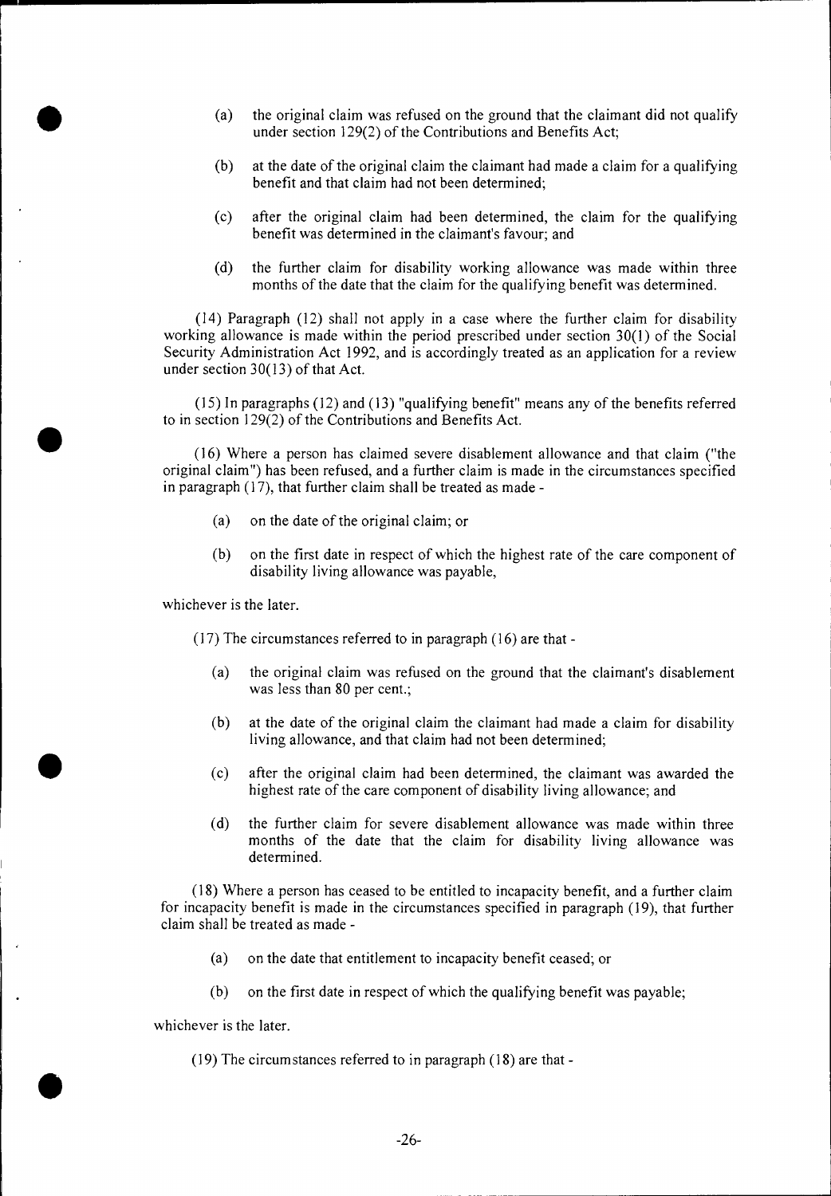(a) the original claim was refused on the ground that the claimant did not qualify under section 129(2) of the Contributions and Benefits Act;

(b) at the date of the original claim the claimant had made a claim for a qualifying benefit and that claim had not been determined;

(c) after the original claim had been determined, the claim for the qualifying benefit was determined in the claimant's favour; and

(d) the further claim for disability working allowance was made within three months of the date that the claim for the qualifying benefit was determined.

(14) Paragraph (12) shall not apply in a case where the further claim for disability working allowance is made within the period prescribed under section 30(1) of the Social Security Administration Act 1992, and is accordingly treated as an application for a review under section 30(13) of that Act.

(15) In paragraphs (12) and (13) "qualifying benefit" means any of the benefits referred to in section 129(2) of the Contributions and Benefits Act.

(16) Where a person has claimed severe disablement allowance and that claim ("the original claim") has been refused, and a further claim is made in the circumstances specified in paragraph (17), that further claim shall be treated as made -

(a) on the date of the original claim; or

(b) on the first date in respect of which the highest rate of the care component of disability living allowance was payable,

whichever is the later.

(17) The circumstances referred to in paragraph (16) are that -

(a) the original claim was refused on the ground that the claimant's disablement was less than 80 per cent.;

(b) at the date of the original claim the claimant had made a claim for disability living allowance, and that claim had not been determined;

(c) after the original claim had been determined, the claimant was awarded the highest rate of the care component of disability living allowance; and

(d) the further claim for severe disablement allowance was made within three months of the date that the claim for disability living allowance was determined.

(18) Where a person has ceased to be entitled to incapacity benefit, and a further claim for incapacity benefit is made in the circumstances specified in paragraph (19), that further claim shall be treated as made -

(a) on the date that entitlement to incapacity benefit ceased; or

(b) on the first date in respect of which the qualifying benefit was payable;

whichever is the later.

(19) The circumstances referred to in paragraph (18) are that -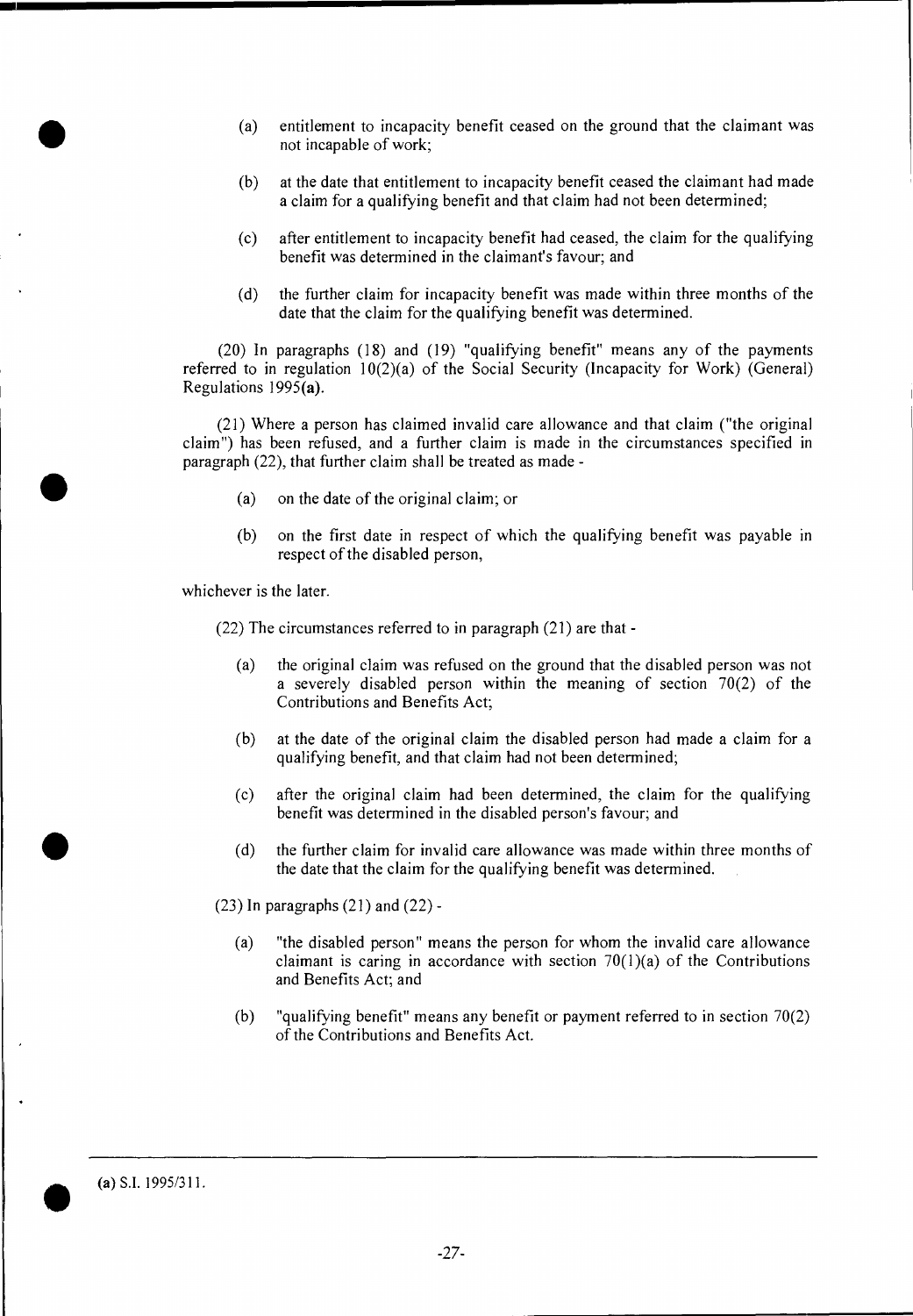(a) entitlement to incapacity benefit ceased on the ground that the claimant was not incapable of work;

(b) at the date that entitlement to incapacity benefit ceased the claimant had made a claim for a qualifying benefit and that claim had not been determined;

(c) after entitlement to incapacity benefit had ceased, the claim for the qualifying benefit was determined in the claimant's favour; and

(d) the further claim for incapacity benefit was made within three months of the date that the claim for the qualifying benefit was determined.

(20) In paragraphs (18) and (19) "qualifying benefit" means any of the payments referred to in regulation 10(2)(a) of the Social Security (Incapacity for Work) (General) Regulations 1995(**a**).

(21) Where a person has claimed invalid care allowance and that claim ("the original claim") has been refused, and a further claim is made in the circumstances specified in paragraph (22), that further claim shall be treated as made -

(a) on the date of the original claim; or

(b) on the first date in respect of which the qualifying benefit was payable in respect of the disabled person,

whichever is the later.

(22) The circumstances referred to in paragraph (21) are that -

(a) the original claim was refused on the ground that the disabled person was not a severely disabled person within the meaning of section 70(2) of the Contributions and Benefits Act;

(b) at the date of the original claim the disabled person had made a claim for a qualifying benefit, and that claim had not been determined;

(c) after the original claim had been determined, the claim for the qualifying benefit was determined in the disabled person's favour; and

(d) the further claim for invalid care allowance was made within three months of the date that the claim for the qualifying benefit was determined.

(23) In paragraphs (21) and (22) -

(a) "the disabled person" means the person for whom the invalid care allowance claimant is caring in accordance with section 70(1)(a) of the Contributions and Benefits Act; and

(b) "qualifying benefit" means any benefit or payment referred to in section 70(2) of the Contributions and Benefits Act.

---

(**a**) S.I. 1995/311.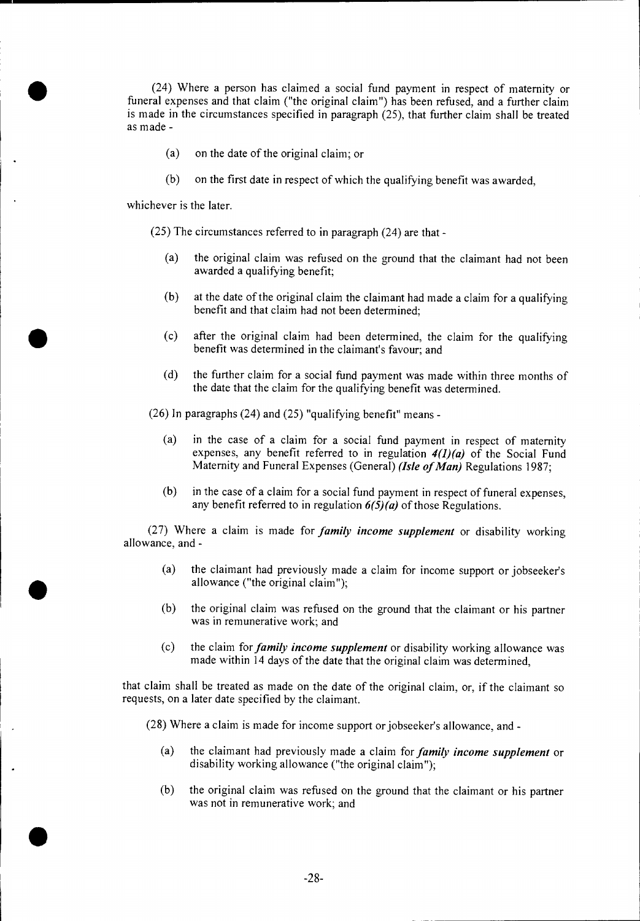(24) Where a person has claimed a social fund payment in respect of maternity or funeral expenses and that claim ("the original claim") has been refused, and a further claim is made in the circumstances specified in paragraph (25), that further claim shall be treated as made -

(a) on the date of the original claim; or

(b) on the first date in respect of which the qualifying benefit was awarded,

whichever is the later.

(25) The circumstances referred to in paragraph (24) are that -

(a) the original claim was refused on the ground that the claimant had not been awarded a qualifying benefit;

(b) at the date of the original claim the claimant had made a claim for a qualifying benefit and that claim had not been determined;

(c) after the original claim had been determined, the claim for the qualifying benefit was determined in the claimant's favour; and

(d) the further claim for a social fund payment was made within three months of the date that the claim for the qualifying benefit was determined.

(26) In paragraphs (24) and (25) "qualifying benefit" means -

(a) in the case of a claim for a social fund payment in respect of maternity expenses, any benefit referred to in regulation *4(1)(a)* of the Social Fund Maternity and Funeral Expenses (General) *(Isle of Man)* Regulations 1987;

(b) in the case of a claim for a social fund payment in respect of funeral expenses, any benefit referred to in regulation *6(5)(a)* of those Regulations.

(27) Where a claim is made for ***family income supplement*** or disability working allowance, and -

(a) the claimant had previously made a claim for income support or jobseeker's allowance ("the original claim");

(b) the original claim was refused on the ground that the claimant or his partner was in remunerative work; and

(c) the claim for ***family income supplement*** or disability working allowance was made within 14 days of the date that the original claim was determined,

that claim shall be treated as made on the date of the original claim, or, if the claimant so requests, on a later date specified by the claimant.

(28) Where a claim is made for income support or jobseeker's allowance, and -

(a) the claimant had previously made a claim for ***family income supplement*** or disability working allowance ("the original claim");

(b) the original claim was refused on the ground that the claimant or his partner was not in remunerative work; and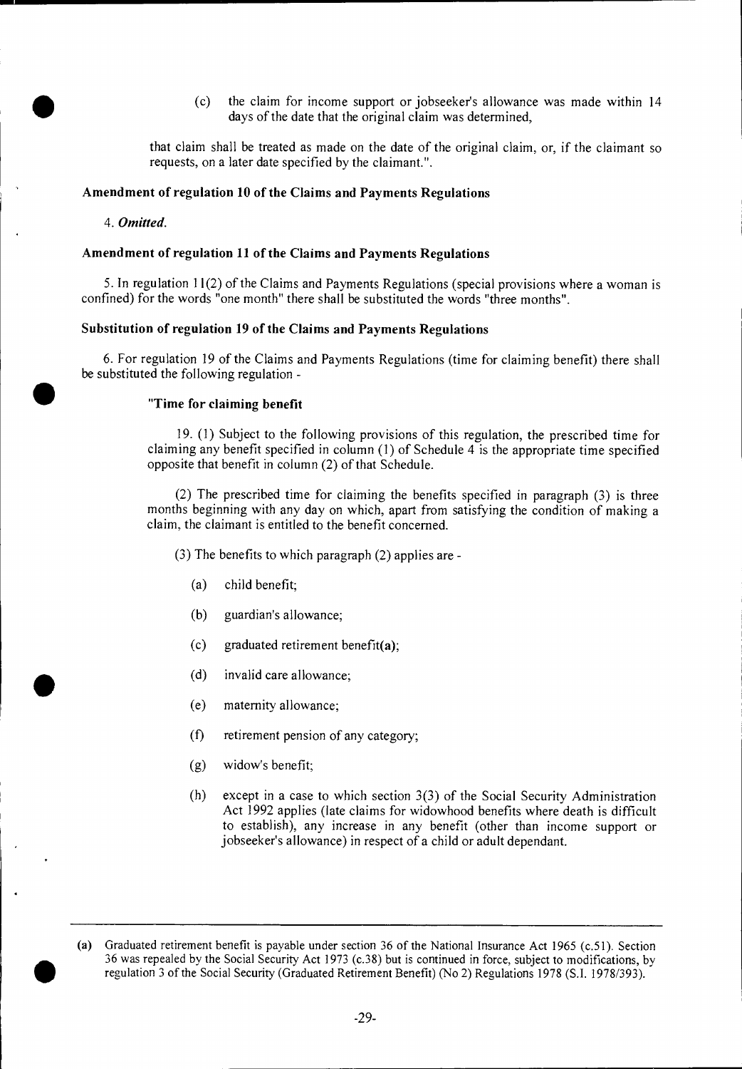(c) the claim for income support or jobseeker's allowance was made within 14 days of the date that the original claim was determined,

that claim shall be treated as made on the date of the original claim, or, if the claimant so requests, on a later date specified by the claimant.".

**Amendment of regulation 10 of the Claims and Payments Regulations**

4. *Omitted.*

**Amendment of regulation 11 of the Claims and Payments Regulations**

5. In regulation 11(2) of the Claims and Payments Regulations (special provisions where a woman is confined) for the words "one month" there shall be substituted the words "three months".

**Substitution of regulation 19 of the Claims and Payments Regulations**

6. For regulation 19 of the Claims and Payments Regulations (time for claiming benefit) there shall be substituted the following regulation -

**"Time for claiming benefit**

19. (1) Subject to the following provisions of this regulation, the prescribed time for claiming any benefit specified in column (1) of Schedule 4 is the appropriate time specified opposite that benefit in column (2) of that Schedule.

(2) The prescribed time for claiming the benefits specified in paragraph (3) is three months beginning with any day on which, apart from satisfying the condition of making a claim, the claimant is entitled to the benefit concerned.

(3) The benefits to which paragraph (2) applies are -

(a) child benefit;

(b) guardian's allowance;

(c) graduated retirement benefit[a];

(d) invalid care allowance;

(e) maternity allowance;

(f) retirement pension of any category;

(g) widow's benefit;

(h) except in a case to which section 3(3) of the Social Security Administration Act 1992 applies (late claims for widowhood benefits where death is difficult to establish), any increase in any benefit (other than income support or jobseeker's allowance) in respect of a child or adult dependant.

---

(a) Graduated retirement benefit is payable under section 36 of the National Insurance Act 1965 (c.51). Section 36 was repealed by the Social Security Act 1973 (c.38) but is continued in force, subject to modifications, by regulation 3 of the Social Security (Graduated Retirement Benefit) (No 2) Regulations 1978 (S.I. 1978/393).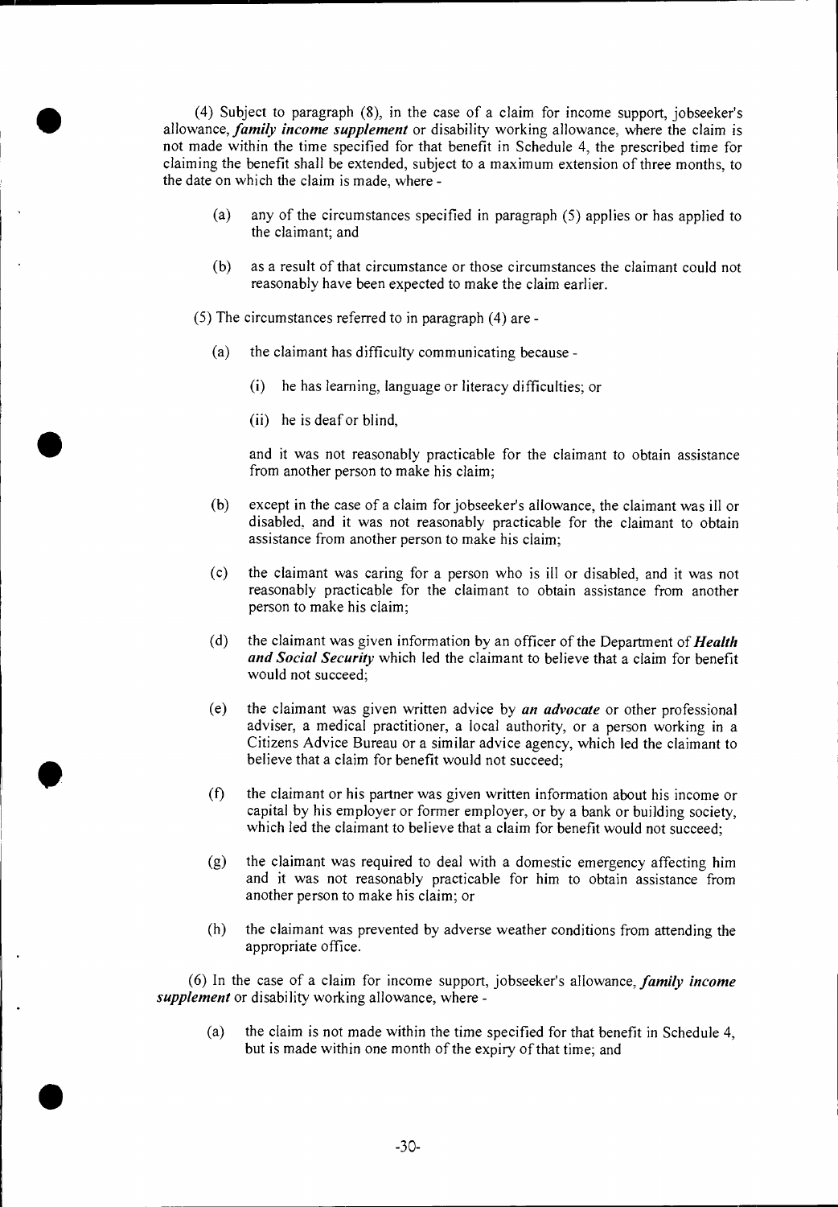(4) Subject to paragraph (8), in the case of a claim for income support, jobseeker's allowance, ***family income supplement*** or disability working allowance, where the claim is not made within the time specified for that benefit in Schedule 4, the prescribed time for claiming the benefit shall be extended, subject to a maximum extension of three months, to the date on which the claim is made, where -

(a) any of the circumstances specified in paragraph (5) applies or has applied to the claimant; and

(b) as a result of that circumstance or those circumstances the claimant could not reasonably have been expected to make the claim earlier.

(5) The circumstances referred to in paragraph (4) are -

(a) the claimant has difficulty communicating because -

(i) he has learning, language or literacy difficulties; or

(ii) he is deaf or blind,

and it was not reasonably practicable for the claimant to obtain assistance from another person to make his claim;

(b) except in the case of a claim for jobseeker's allowance, the claimant was ill or disabled, and it was not reasonably practicable for the claimant to obtain assistance from another person to make his claim;

(c) the claimant was caring for a person who is ill or disabled, and it was not reasonably practicable for the claimant to obtain assistance from another person to make his claim;

(d) the claimant was given information by an officer of the Department of ***Health and Social Security*** which led the claimant to believe that a claim for benefit would not succeed;

(e) the claimant was given written advice by ***an advocate*** or other professional adviser, a medical practitioner, a local authority, or a person working in a Citizens Advice Bureau or a similar advice agency, which led the claimant to believe that a claim for benefit would not succeed;

(f) the claimant or his partner was given written information about his income or capital by his employer or former employer, or by a bank or building society, which led the claimant to believe that a claim for benefit would not succeed;

(g) the claimant was required to deal with a domestic emergency affecting him and it was not reasonably practicable for him to obtain assistance from another person to make his claim; or

(h) the claimant was prevented by adverse weather conditions from attending the appropriate office.

(6) In the case of a claim for income support, jobseeker's allowance, ***family income supplement*** or disability working allowance, where -

(a) the claim is not made within the time specified for that benefit in Schedule 4, but is made within one month of the expiry of that time; and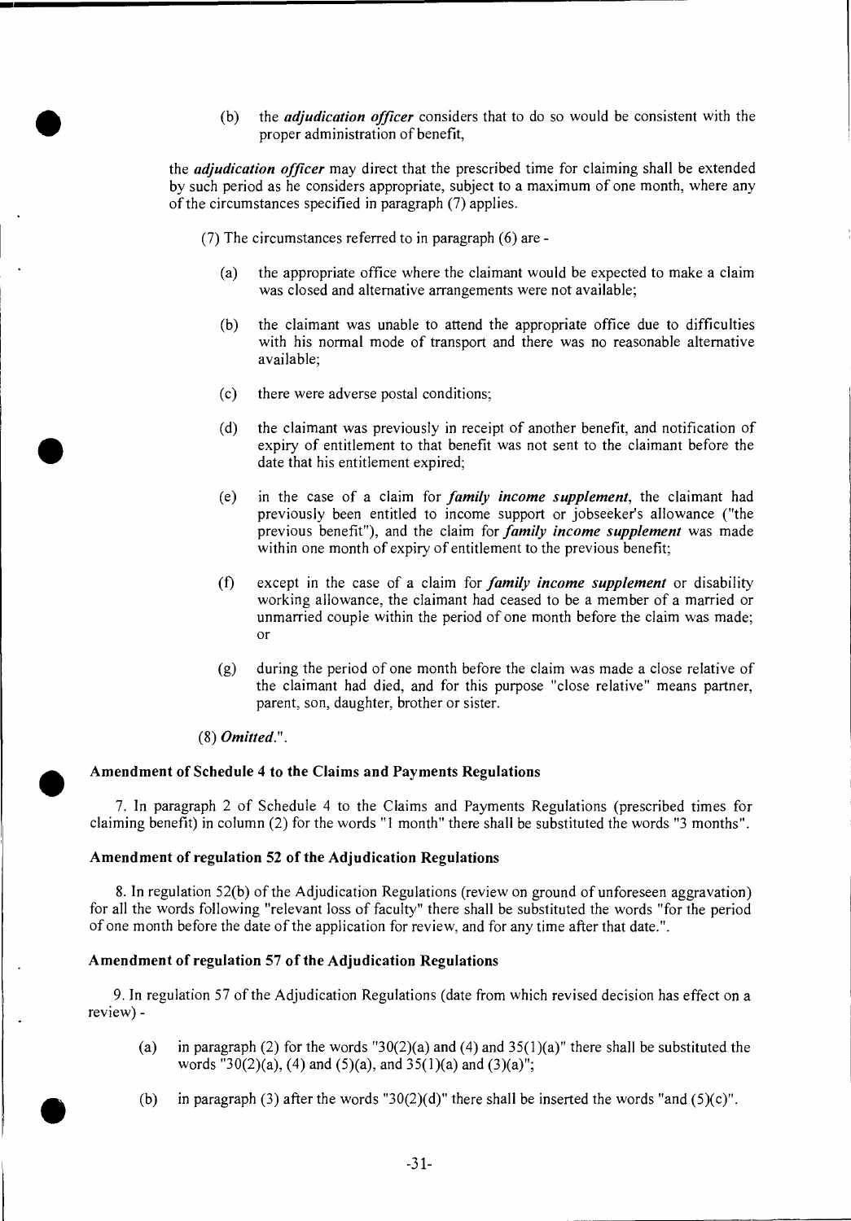(b) the *adjudication officer* considers that to do so would be consistent with the proper administration of benefit,

the *adjudication officer* may direct that the prescribed time for claiming shall be extended by such period as he considers appropriate, subject to a maximum of one month, where any of the circumstances specified in paragraph (7) applies.

(7) The circumstances referred to in paragraph (6) are -

(a) the appropriate office where the claimant would be expected to make a claim was closed and alternative arrangements were not available;

(b) the claimant was unable to attend the appropriate office due to difficulties with his normal mode of transport and there was no reasonable alternative available;

(c) there were adverse postal conditions;

(d) the claimant was previously in receipt of another benefit, and notification of expiry of entitlement to that benefit was not sent to the claimant before the date that his entitlement expired;

(e) in the case of a claim for *family income supplement*, the claimant had previously been entitled to income support or jobseeker's allowance ("the previous benefit"), and the claim for *family income supplement* was made within one month of expiry of entitlement to the previous benefit;

(f) except in the case of a claim for *family income supplement* or disability working allowance, the claimant had ceased to be a member of a married or unmarried couple within the period of one month before the claim was made; or

(g) during the period of one month before the claim was made a close relative of the claimant had died, and for this purpose "close relative" means partner, parent, son, daughter, brother or sister.

(8) *Omitted*.".

### Amendment of Schedule 4 to the Claims and Payments Regulations

7. In paragraph 2 of Schedule 4 to the Claims and Payments Regulations (prescribed times for claiming benefit) in column (2) for the words "1 month" there shall be substituted the words "3 months".

### Amendment of regulation 52 of the Adjudication Regulations

8. In regulation 52(b) of the Adjudication Regulations (review on ground of unforeseen aggravation) for all the words following "relevant loss of faculty" there shall be substituted the words "for the period of one month before the date of the application for review, and for any time after that date.".

### Amendment of regulation 57 of the Adjudication Regulations

9. In regulation 57 of the Adjudication Regulations (date from which revised decision has effect on a review) -

(a) in paragraph (2) for the words "30(2)(a) and (4) and 35(1)(a)" there shall be substituted the words "30(2)(a), (4) and (5)(a), and 35(1)(a) and (3)(a)";

(b) in paragraph (3) after the words "30(2)(d)" there shall be inserted the words "and (5)(c)".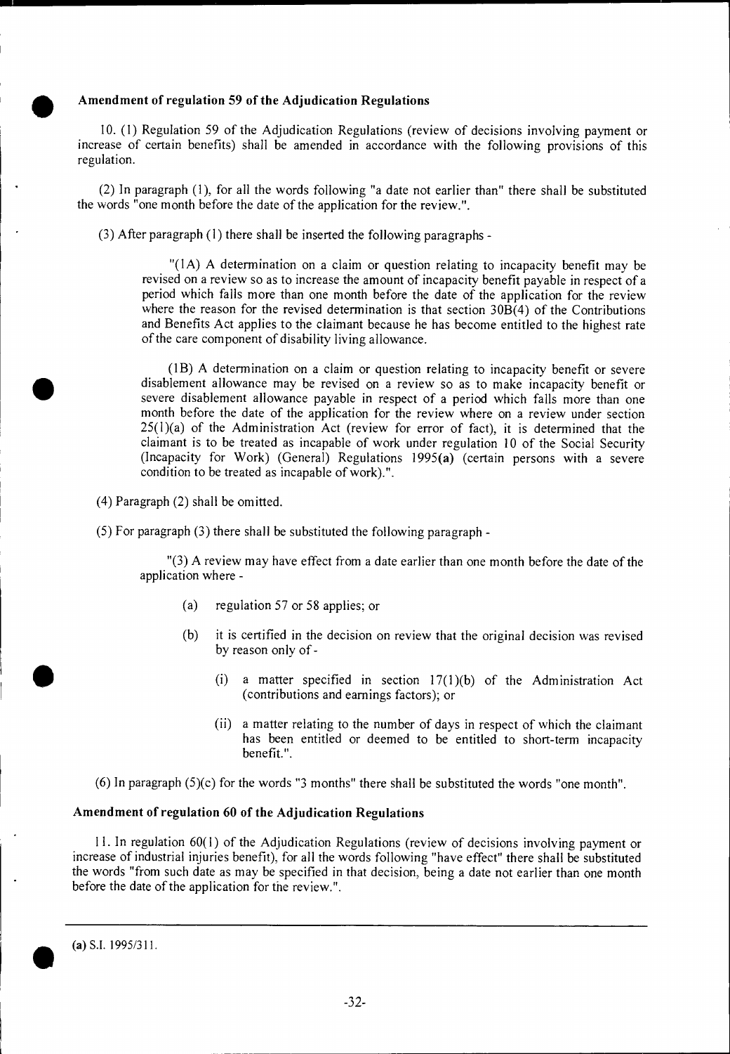### Amendment of regulation 59 of the Adjudication Regulations

10. (1) Regulation 59 of the Adjudication Regulations (review of decisions involving payment or increase of certain benefits) shall be amended in accordance with the following provisions of this regulation.

(2) In paragraph (1), for all the words following "a date not earlier than" there shall be substituted the words "one month before the date of the application for the review.".

(3) After paragraph (1) there shall be inserted the following paragraphs -

> "(1A) A determination on a claim or question relating to incapacity benefit may be revised on a review so as to increase the amount of incapacity benefit payable in respect of a period which falls more than one month before the date of the application for the review where the reason for the revised determination is that section 30B(4) of the Contributions and Benefits Act applies to the claimant because he has become entitled to the highest rate of the care component of disability living allowance.
>
> (1B) A determination on a claim or question relating to incapacity benefit or severe disablement allowance may be revised on a review so as to make incapacity benefit or severe disablement allowance payable in respect of a period which falls more than one month before the date of the application for the review where on a review under section 25(1)(a) of the Administration Act (review for error of fact), it is determined that the claimant is to be treated as incapable of work under regulation 10 of the Social Security (Incapacity for Work) (General) Regulations 1995**(a)** (certain persons with a severe condition to be treated as incapable of work).".

(4) Paragraph (2) shall be omitted.

(5) For paragraph (3) there shall be substituted the following paragraph -

> "(3) A review may have effect from a date earlier than one month before the date of the application where -
>
> (a) regulation 57 or 58 applies; or
>
> (b) it is certified in the decision on review that the original decision was revised by reason only of -
>
> (i) a matter specified in section 17(1)(b) of the Administration Act (contributions and earnings factors); or
>
> (ii) a matter relating to the number of days in respect of which the claimant has been entitled or deemed to be entitled to short-term incapacity benefit.".

(6) In paragraph (5)(c) for the words "3 months" there shall be substituted the words "one month".

### Amendment of regulation 60 of the Adjudication Regulations

11. In regulation 60(1) of the Adjudication Regulations (review of decisions involving payment or increase of industrial injuries benefit), for all the words following "have effect" there shall be substituted the words "from such date as may be specified in that decision, being a date not earlier than one month before the date of the application for the review.".

---

**(a)** S.I. 1995/311.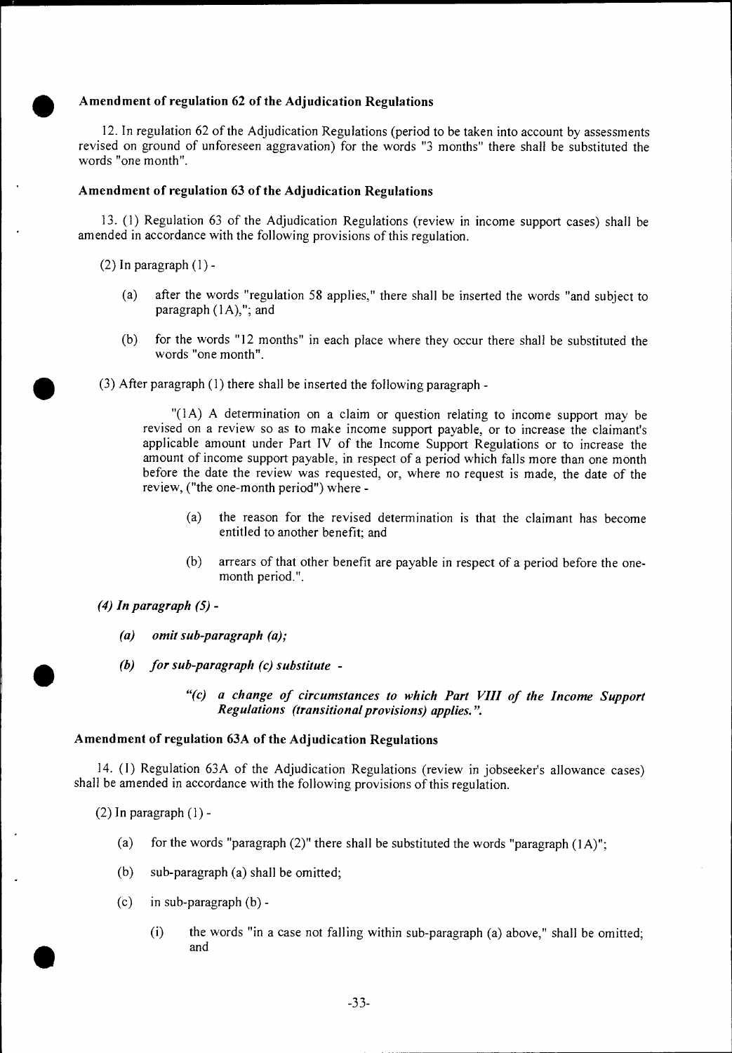### Amendment of regulation 62 of the Adjudication Regulations

12. In regulation 62 of the Adjudication Regulations (period to be taken into account by assessments revised on ground of unforeseen aggravation) for the words "3 months" there shall be substituted the words "one month".

### Amendment of regulation 63 of the Adjudication Regulations

13. (1) Regulation 63 of the Adjudication Regulations (review in income support cases) shall be amended in accordance with the following provisions of this regulation.

(2) In paragraph (1) -

- (a) after the words "regulation 58 applies," there shall be inserted the words "and subject to paragraph (1A),"; and
- (b) for the words "12 months" in each place where they occur there shall be substituted the words "one month".

(3) After paragraph (1) there shall be inserted the following paragraph -

> "(1A) A determination on a claim or question relating to income support may be revised on a review so as to make income support payable, or to increase the claimant's applicable amount under Part IV of the Income Support Regulations or to increase the amount of income support payable, in respect of a period which falls more than one month before the date the review was requested, or, where no request is made, the date of the review, ("the one-month period") where -
>
> - (a) the reason for the revised determination is that the claimant has become entitled to another benefit; and
> - (b) arrears of that other benefit are payable in respect of a period before the one-month period.".

*(4) In paragraph (5) -*

- *(a) omit sub-paragraph (a);*
- *(b) for sub-paragraph (c) substitute -*

> *"(c) a change of circumstances to which Part VIII of the Income Support Regulations (transitional provisions) applies.".*

### Amendment of regulation 63A of the Adjudication Regulations

14. (1) Regulation 63A of the Adjudication Regulations (review in jobseeker's allowance cases) shall be amended in accordance with the following provisions of this regulation.

(2) In paragraph (1) -

- (a) for the words "paragraph (2)" there shall be substituted the words "paragraph (1A)";
- (b) sub-paragraph (a) shall be omitted;
- (c) in sub-paragraph (b) -
  - (i) the words "in a case not falling within sub-paragraph (a) above," shall be omitted; and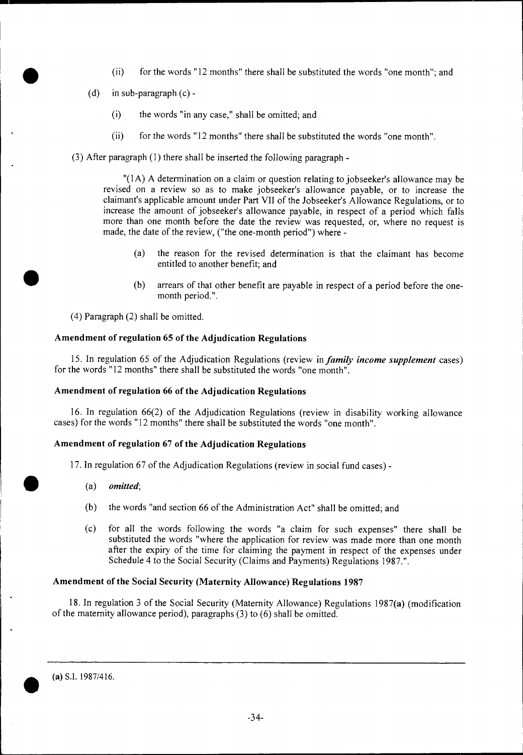(ii) for the words "12 months" there shall be substituted the words "one month"; and

(d) in sub-paragraph (c) -

(i) the words "in any case," shall be omitted; and

(ii) for the words "12 months" there shall be substituted the words "one month".

(3) After paragraph (1) there shall be inserted the following paragraph -

"(1A) A determination on a claim or question relating to jobseeker's allowance may be revised on a review so as to make jobseeker's allowance payable, or to increase the claimant's applicable amount under Part VII of the Jobseeker's Allowance Regulations, or to increase the amount of jobseeker's allowance payable, in respect of a period which falls more than one month before the date the review was requested, or, where no request is made, the date of the review, ("the one-month period") where -

(a) the reason for the revised determination is that the claimant has become entitled to another benefit; and

(b) arrears of that other benefit are payable in respect of a period before the one-month period.".

(4) Paragraph (2) shall be omitted.

### Amendment of regulation 65 of the Adjudication Regulations

15. In regulation 65 of the Adjudication Regulations (review in ***family income supplement*** cases) for the words "12 months" there shall be substituted the words "one month".

### Amendment of regulation 66 of the Adjudication Regulations

16. In regulation 66(2) of the Adjudication Regulations (review in disability working allowance cases) for the words "12 months" there shall be substituted the words "one month".

### Amendment of regulation 67 of the Adjudication Regulations

17. In regulation 67 of the Adjudication Regulations (review in social fund cases) -

(a) ***omitted***;

(b) the words "and section 66 of the Administration Act" shall be omitted; and

(c) for all the words following the words "a claim for such expenses" there shall be substituted the words "where the application for review was made more than one month after the expiry of the time for claiming the payment in respect of the expenses under Schedule 4 to the Social Security (Claims and Payments) Regulations 1987.".

### Amendment of the Social Security (Maternity Allowance) Regulations 1987

18. In regulation 3 of the Social Security (Maternity Allowance) Regulations 1987**(a)** (modification of the maternity allowance period), paragraphs (3) to (6) shall be omitted.

---

**(a)** S.I. 1987/416.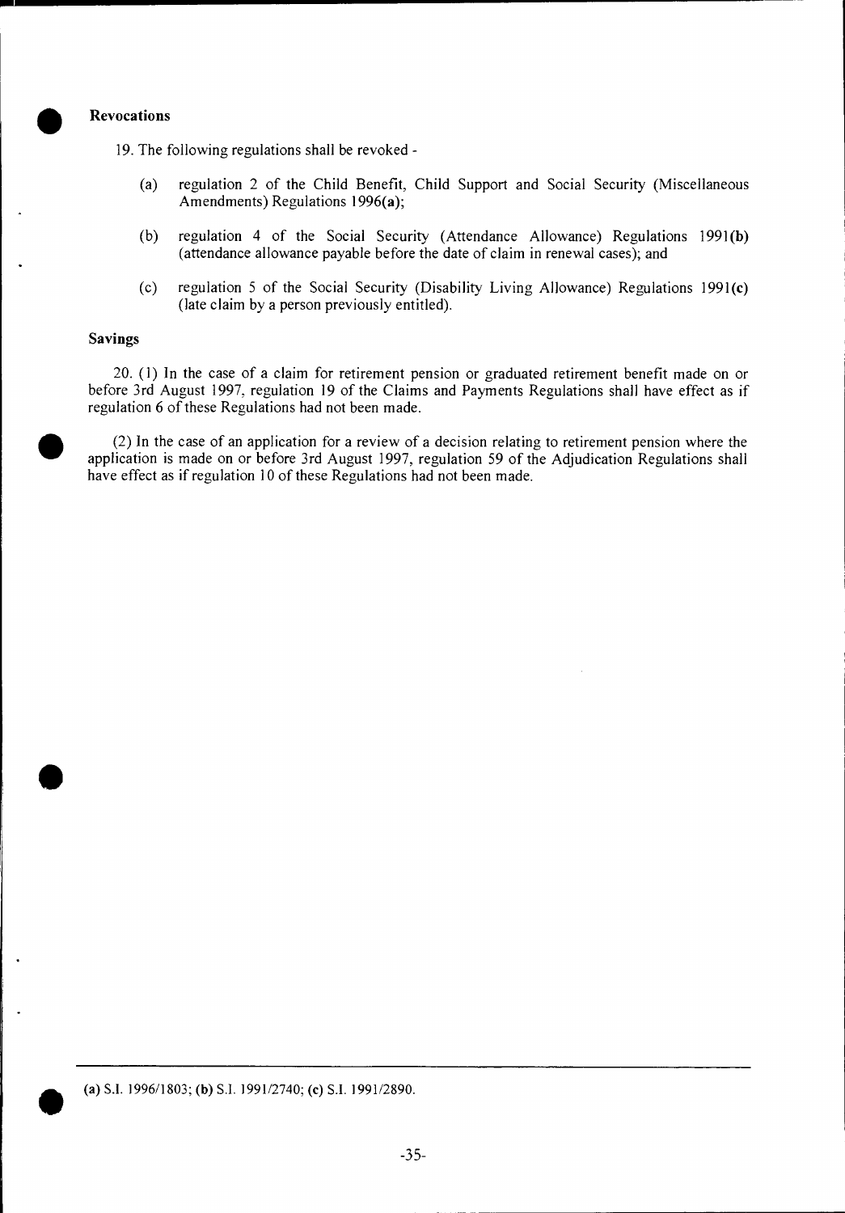**Revocations**

19. The following regulations shall be revoked -

(a) regulation 2 of the Child Benefit, Child Support and Social Security (Miscellaneous Amendments) Regulations 1996(**a**);

(b) regulation 4 of the Social Security (Attendance Allowance) Regulations 1991(**b**) (attendance allowance payable before the date of claim in renewal cases); and

(c) regulation 5 of the Social Security (Disability Living Allowance) Regulations 1991(**c**) (late claim by a person previously entitled).

**Savings**

20. (1) In the case of a claim for retirement pension or graduated retirement benefit made on or before 3rd August 1997, regulation 19 of the Claims and Payments Regulations shall have effect as if regulation 6 of these Regulations had not been made.

(2) In the case of an application for a review of a decision relating to retirement pension where the application is made on or before 3rd August 1997, regulation 59 of the Adjudication Regulations shall have effect as if regulation 10 of these Regulations had not been made.

---

(**a**) S.I. 1996/1803; (**b**) S.I. 1991/2740; (**c**) S.I. 1991/2890.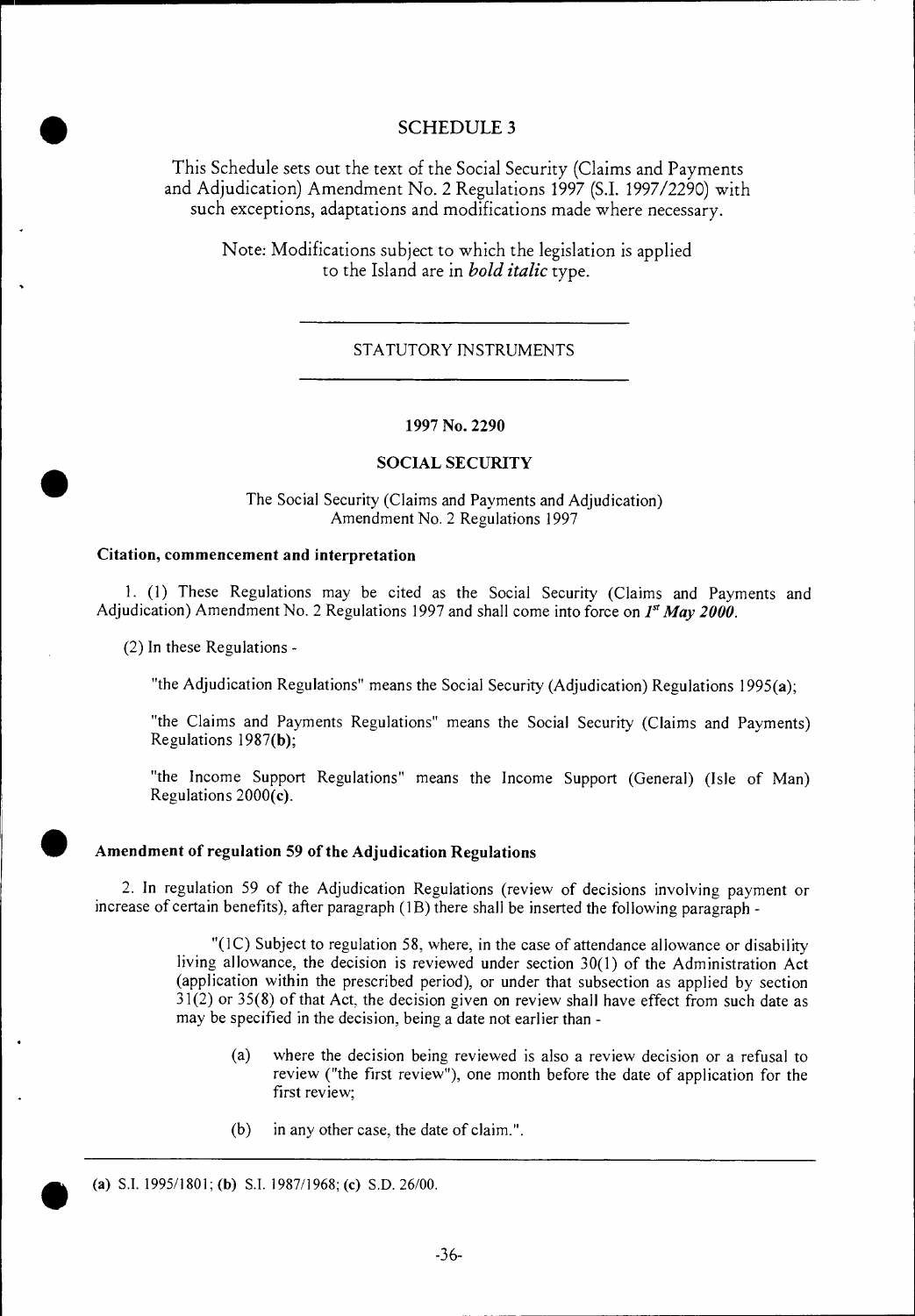# SCHEDULE 3

This Schedule sets out the text of the Social Security (Claims and Payments and Adjudication) Amendment No. 2 Regulations 1997 (S.I. 1997/2290) with such exceptions, adaptations and modifications made where necessary.

Note: Modifications subject to which the legislation is applied to the Island are in ***bold italic*** type.

---

STATUTORY INSTRUMENTS

---

**1997 No. 2290**

**SOCIAL SECURITY**

The Social Security (Claims and Payments and Adjudication) Amendment No. 2 Regulations 1997

### Citation, commencement and interpretation

1. (1) These Regulations may be cited as the Social Security (Claims and Payments and Adjudication) Amendment No. 2 Regulations 1997 and shall come into force on ***1st May 2000***.

(2) In these Regulations -

"the Adjudication Regulations" means the Social Security (Adjudication) Regulations 1995(**a**);

"the Claims and Payments Regulations" means the Social Security (Claims and Payments) Regulations 1987(**b**);

"the Income Support Regulations" means the Income Support (General) (Isle of Man) Regulations 2000(**c**).

### Amendment of regulation 59 of the Adjudication Regulations

2. In regulation 59 of the Adjudication Regulations (review of decisions involving payment or increase of certain benefits), after paragraph (1B) there shall be inserted the following paragraph -

> "(1C) Subject to regulation 58, where, in the case of attendance allowance or disability living allowance, the decision is reviewed under section 30(1) of the Administration Act (application within the prescribed period), or under that subsection as applied by section 31(2) or 35(8) of that Act, the decision given on review shall have effect from such date as may be specified in the decision, being a date not earlier than -
>
> (a) where the decision being reviewed is also a review decision or a refusal to review ("the first review"), one month before the date of application for the first review;
>
> (b) in any other case, the date of claim.".

---

(**a**) S.I. 1995/1801; (**b**) S.I. 1987/1968; (**c**) S.D. 26/00.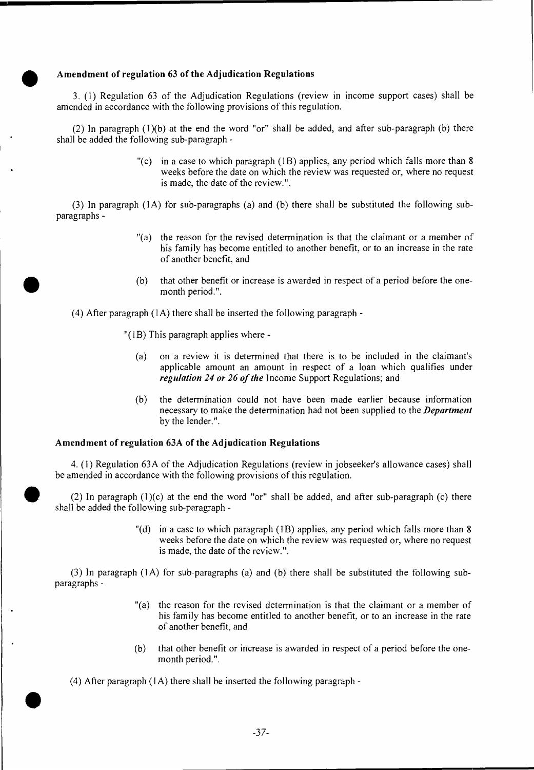### Amendment of regulation 63 of the Adjudication Regulations

3. (1) Regulation 63 of the Adjudication Regulations (review in income support cases) shall be amended in accordance with the following provisions of this regulation.

(2) In paragraph (1)(b) at the end the word "or" shall be added, and after sub-paragraph (b) there shall be added the following sub-paragraph -

> "(c) in a case to which paragraph (1B) applies, any period which falls more than 8 weeks before the date on which the review was requested or, where no request is made, the date of the review.".

(3) In paragraph (1A) for sub-paragraphs (a) and (b) there shall be substituted the following sub-paragraphs -

> "(a) the reason for the revised determination is that the claimant or a member of his family has become entitled to another benefit, or to an increase in the rate of another benefit, and
>
> (b) that other benefit or increase is awarded in respect of a period before the one-month period.".

(4) After paragraph (1A) there shall be inserted the following paragraph -

> "(1B) This paragraph applies where -
>
> (a) on a review it is determined that there is to be included in the claimant's applicable amount an amount in respect of a loan which qualifies under ***regulation 24 or 26 of the*** Income Support Regulations; and
>
> (b) the determination could not have been made earlier because information necessary to make the determination had not been supplied to the ***Department*** by the lender.".

### Amendment of regulation 63A of the Adjudication Regulations

4. (1) Regulation 63A of the Adjudication Regulations (review in jobseeker's allowance cases) shall be amended in accordance with the following provisions of this regulation.

(2) In paragraph (1)(c) at the end the word "or" shall be added, and after sub-paragraph (c) there shall be added the following sub-paragraph -

> "(d) in a case to which paragraph (1B) applies, any period which falls more than 8 weeks before the date on which the review was requested or, where no request is made, the date of the review.".

(3) In paragraph (1A) for sub-paragraphs (a) and (b) there shall be substituted the following sub-paragraphs -

> "(a) the reason for the revised determination is that the claimant or a member of his family has become entitled to another benefit, or to an increase in the rate of another benefit, and
>
> (b) that other benefit or increase is awarded in respect of a period before the one-month period.".

(4) After paragraph (1A) there shall be inserted the following paragraph -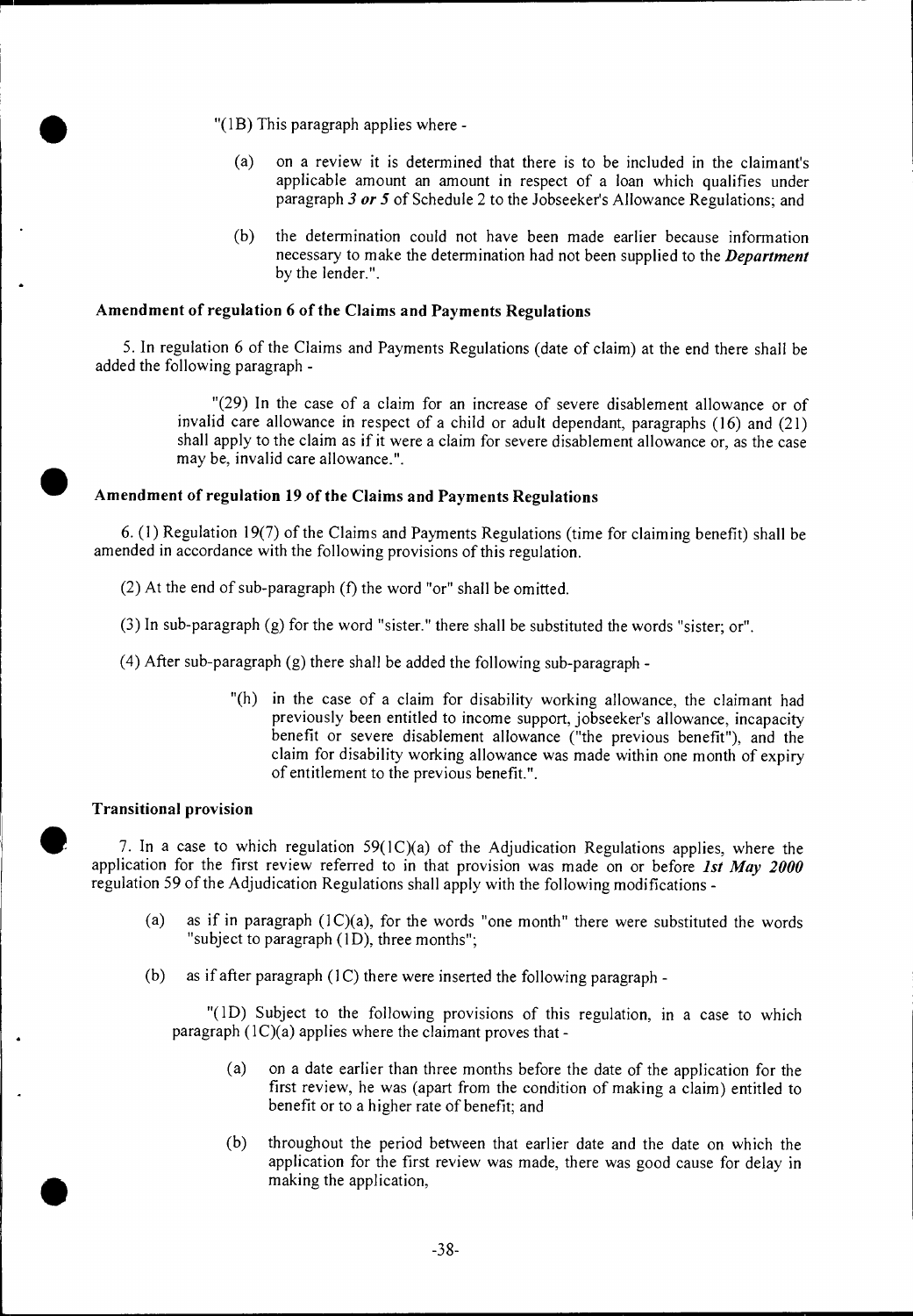"(1B) This paragraph applies where -

(a) on a review it is determined that there is to be included in the claimant's applicable amount an amount in respect of a loan which qualifies under paragraph *3 or 5* of Schedule 2 to the Jobseeker's Allowance Regulations; and

(b) the determination could not have been made earlier because information necessary to make the determination had not been supplied to the ***Department*** by the lender.".

**Amendment of regulation 6 of the Claims and Payments Regulations**

5. In regulation 6 of the Claims and Payments Regulations (date of claim) at the end there shall be added the following paragraph -

"(29) In the case of a claim for an increase of severe disablement allowance or of invalid care allowance in respect of a child or adult dependant, paragraphs (16) and (21) shall apply to the claim as if it were a claim for severe disablement allowance or, as the case may be, invalid care allowance.".

**Amendment of regulation 19 of the Claims and Payments Regulations**

6. (1) Regulation 19(7) of the Claims and Payments Regulations (time for claiming benefit) shall be amended in accordance with the following provisions of this regulation.

(2) At the end of sub-paragraph (f) the word "or" shall be omitted.

(3) In sub-paragraph (g) for the word "sister." there shall be substituted the words "sister; or".

(4) After sub-paragraph (g) there shall be added the following sub-paragraph -

"(h) in the case of a claim for disability working allowance, the claimant had previously been entitled to income support, jobseeker's allowance, incapacity benefit or severe disablement allowance ("the previous benefit"), and the claim for disability working allowance was made within one month of expiry of entitlement to the previous benefit.".

**Transitional provision**

7. In a case to which regulation 59(1C)(a) of the Adjudication Regulations applies, where the application for the first review referred to in that provision was made on or before ***1st May 2000*** regulation 59 of the Adjudication Regulations shall apply with the following modifications -

(a) as if in paragraph (1C)(a), for the words "one month" there were substituted the words "subject to paragraph (1D), three months";

(b) as if after paragraph (1C) there were inserted the following paragraph -

"(1D) Subject to the following provisions of this regulation, in a case to which paragraph (1C)(a) applies where the claimant proves that -

(a) on a date earlier than three months before the date of the application for the first review, he was (apart from the condition of making a claim) entitled to benefit or to a higher rate of benefit; and

(b) throughout the period between that earlier date and the date on which the application for the first review was made, there was good cause for delay in making the application,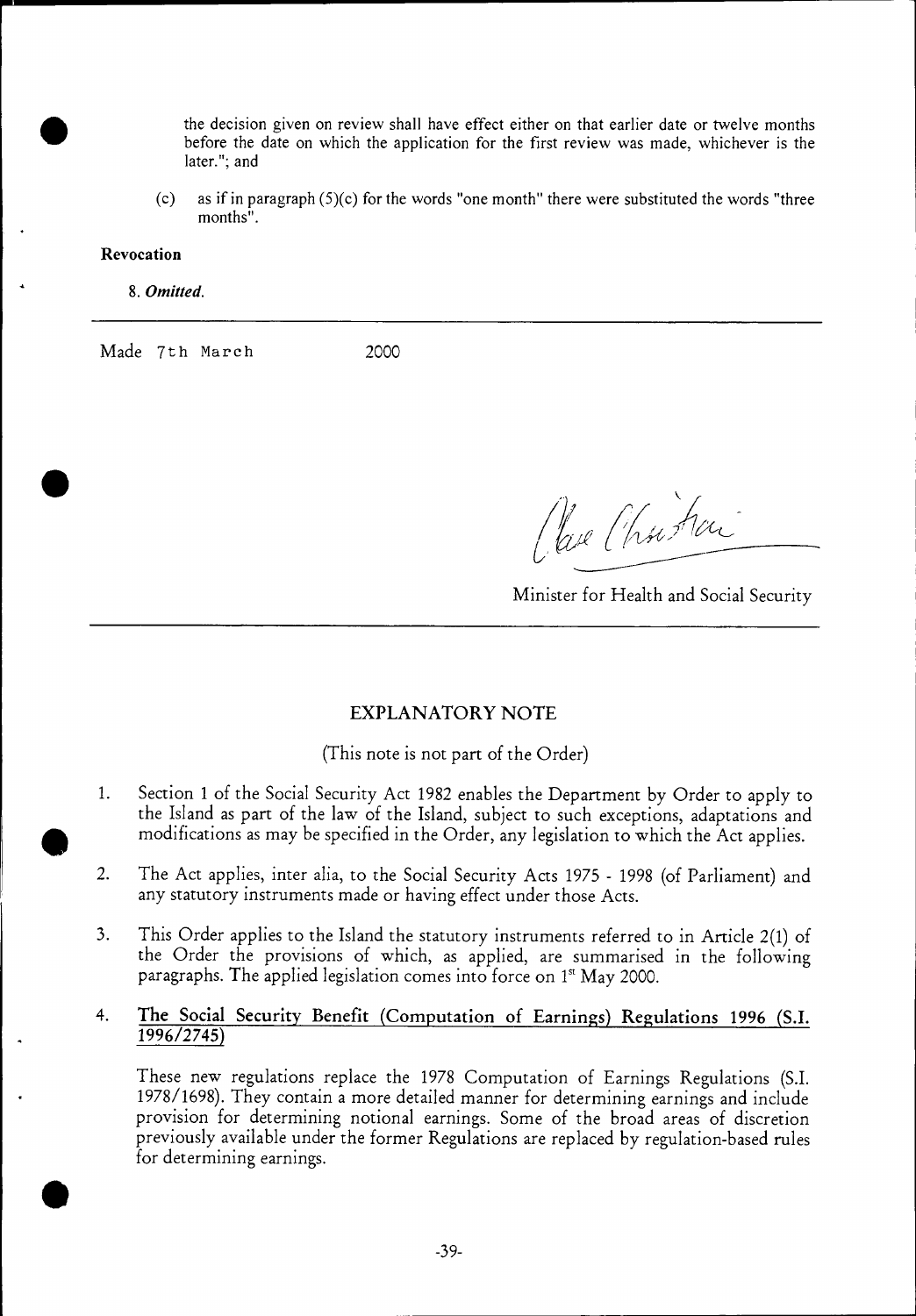the decision given on review shall have effect either on that earlier date or twelve months before the date on which the application for the first review was made, whichever is the later."; and

(c) as if in paragraph (5)(c) for the words "one month" there were substituted the words "three months".

**Revocation**

8. ***Omitted.***

Made 7th March 2000

Minister for Health and Social Security

## EXPLANATORY NOTE

(This note is not part of the Order)

1. Section 1 of the Social Security Act 1982 enables the Department by Order to apply to the Island as part of the law of the Island, subject to such exceptions, adaptations and modifications as may be specified in the Order, any legislation to which the Act applies.

2. The Act applies, inter alia, to the Social Security Acts 1975 - 1998 (of Parliament) and any statutory instruments made or having effect under those Acts.

3. This Order applies to the Island the statutory instruments referred to in Article 2(1) of the Order the provisions of which, as applied, are summarised in the following paragraphs. The applied legislation comes into force on 1st May 2000.

4. **The Social Security Benefit (Computation of Earnings) Regulations 1996 (S.I. 1996/2745)**

   These new regulations replace the 1978 Computation of Earnings Regulations (S.I. 1978/1698). They contain a more detailed manner for determining earnings and include provision for determining notional earnings. Some of the broad areas of discretion previously available under the former Regulations are replaced by regulation-based rules for determining earnings.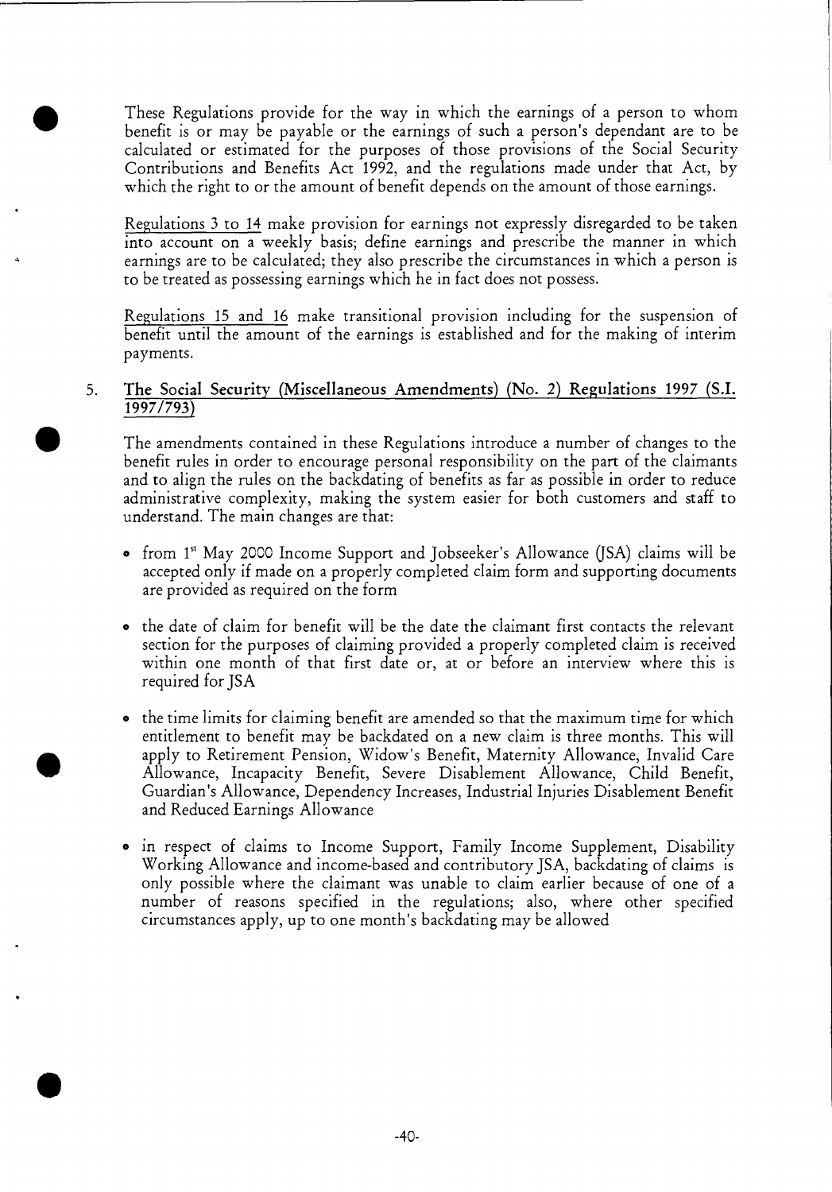These Regulations provide for the way in which the earnings of a person to whom benefit is or may be payable or the earnings of such a person's dependant are to be calculated or estimated for the purposes of those provisions of the Social Security Contributions and Benefits Act 1992, and the regulations made under that Act, by which the right to or the amount of benefit depends on the amount of those earnings.

Regulations 3 to 14 make provision for earnings not expressly disregarded to be taken into account on a weekly basis; define earnings and prescribe the manner in which earnings are to be calculated; they also prescribe the circumstances in which a person is to be treated as possessing earnings which he in fact does not possess.

Regulations 15 and 16 make transitional provision including for the suspension of benefit until the amount of the earnings is established and for the making of interim payments.

5. **The Social Security (Miscellaneous Amendments) (No. 2) Regulations 1997 (S.I. 1997/793)**

The amendments contained in these Regulations introduce a number of changes to the benefit rules in order to encourage personal responsibility on the part of the claimants and to align the rules on the backdating of benefits as far as possible in order to reduce administrative complexity, making the system easier for both customers and staff to understand. The main changes are that:

- from 1st May 2000 Income Support and Jobseeker's Allowance (JSA) claims will be accepted only if made on a properly completed claim form and supporting documents are provided as required on the form

- the date of claim for benefit will be the date the claimant first contacts the relevant section for the purposes of claiming provided a properly completed claim is received within one month of that first date or, at or before an interview where this is required for JSA

- the time limits for claiming benefit are amended so that the maximum time for which entitlement to benefit may be backdated on a new claim is three months. This will apply to Retirement Pension, Widow's Benefit, Maternity Allowance, Invalid Care Allowance, Incapacity Benefit, Severe Disablement Allowance, Child Benefit, Guardian's Allowance, Dependency Increases, Industrial Injuries Disablement Benefit and Reduced Earnings Allowance

- in respect of claims to Income Support, Family Income Supplement, Disability Working Allowance and income-based and contributory JSA, backdating of claims is only possible where the claimant was unable to claim earlier because of one of a number of reasons specified in the regulations; also, where other specified circumstances apply, up to one month's backdating may be allowed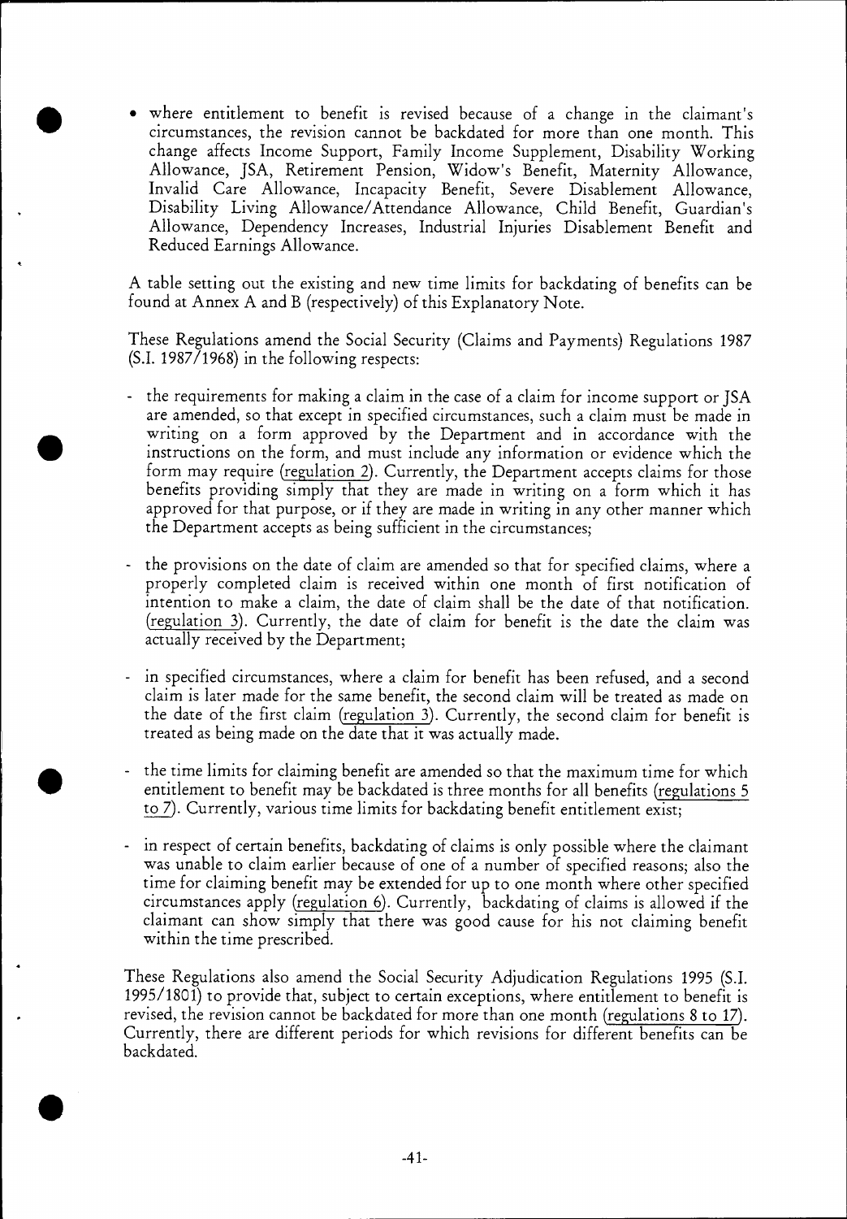- where entitlement to benefit is revised because of a change in the claimant's circumstances, the revision cannot be backdated for more than one month. This change affects Income Support, Family Income Supplement, Disability Working Allowance, JSA, Retirement Pension, Widow's Benefit, Maternity Allowance, Invalid Care Allowance, Incapacity Benefit, Severe Disablement Allowance, Disability Living Allowance/Attendance Allowance, Child Benefit, Guardian's Allowance, Dependency Increases, Industrial Injuries Disablement Benefit and Reduced Earnings Allowance.

A table setting out the existing and new time limits for backdating of benefits can be found at Annex A and B (respectively) of this Explanatory Note.

These Regulations amend the Social Security (Claims and Payments) Regulations 1987 (S.I. 1987/1968) in the following respects:

- the requirements for making a claim in the case of a claim for income support or JSA are amended, so that except in specified circumstances, such a claim must be made in writing on a form approved by the Department and in accordance with the instructions on the form, and must include any information or evidence which the form may require (regulation 2). Currently, the Department accepts claims for those benefits providing simply that they are made in writing on a form which it has approved for that purpose, or if they are made in writing in any other manner which the Department accepts as being sufficient in the circumstances;

- the provisions on the date of claim are amended so that for specified claims, where a properly completed claim is received within one month of first notification of intention to make a claim, the date of claim shall be the date of that notification. (regulation 3). Currently, the date of claim for benefit is the date the claim was actually received by the Department;

- in specified circumstances, where a claim for benefit has been refused, and a second claim is later made for the same benefit, the second claim will be treated as made on the date of the first claim (regulation 3). Currently, the second claim for benefit is treated as being made on the date that it was actually made.

- the time limits for claiming benefit are amended so that the maximum time for which entitlement to benefit may be backdated is three months for all benefits (regulations 5 to 7). Currently, various time limits for backdating benefit entitlement exist;

- in respect of certain benefits, backdating of claims is only possible where the claimant was unable to claim earlier because of one of a number of specified reasons; also the time for claiming benefit may be extended for up to one month where other specified circumstances apply (regulation 6). Currently, backdating of claims is allowed if the claimant can show simply that there was good cause for his not claiming benefit within the time prescribed.

These Regulations also amend the Social Security Adjudication Regulations 1995 (S.I. 1995/1801) to provide that, subject to certain exceptions, where entitlement to benefit is revised, the revision cannot be backdated for more than one month (regulations 8 to 17). Currently, there are different periods for which revisions for different benefits can be backdated.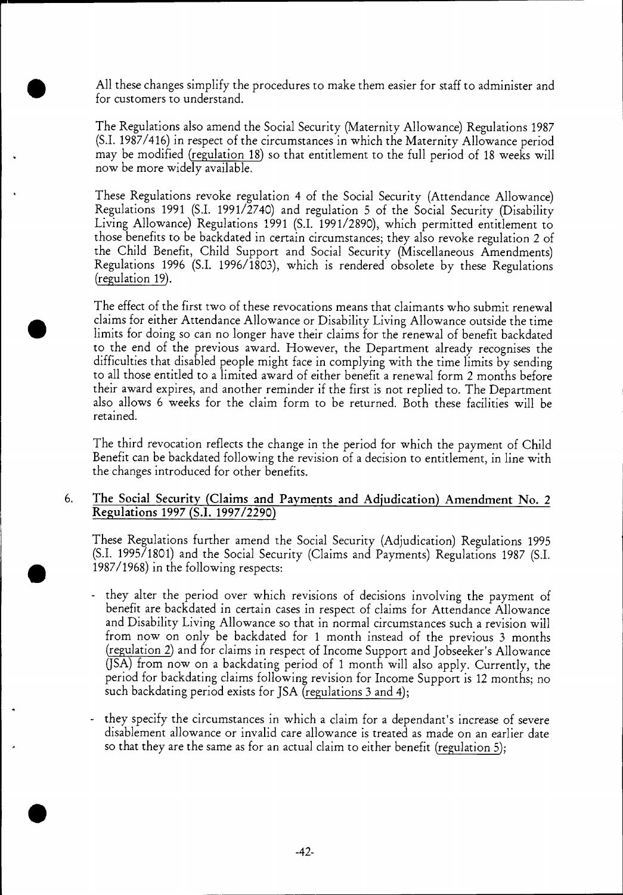All these changes simplify the procedures to make them easier for staff to administer and for customers to understand.

The Regulations also amend the Social Security (Maternity Allowance) Regulations 1987 (S.I. 1987/416) in respect of the circumstances in which the Maternity Allowance period may be modified (regulation 18) so that entitlement to the full period of 18 weeks will now be more widely available.

These Regulations revoke regulation 4 of the Social Security (Attendance Allowance) Regulations 1991 (S.I. 1991/2740) and regulation 5 of the Social Security (Disability Living Allowance) Regulations 1991 (S.I. 1991/2890), which permitted entitlement to those benefits to be backdated in certain circumstances; they also revoke regulation 2 of the Child Benefit, Child Support and Social Security (Miscellaneous Amendments) Regulations 1996 (S.I. 1996/1803), which is rendered obsolete by these Regulations (regulation 19).

The effect of the first two of these revocations means that claimants who submit renewal claims for either Attendance Allowance or Disability Living Allowance outside the time limits for doing so can no longer have their claims for the renewal of benefit backdated to the end of the previous award. However, the Department already recognises the difficulties that disabled people might face in complying with the time limits by sending to all those entitled to a limited award of either benefit a renewal form 2 months before their award expires, and another reminder if the first is not replied to. The Department also allows 6 weeks for the claim form to be returned. Both these facilities will be retained.

The third revocation reflects the change in the period for which the payment of Child Benefit can be backdated following the revision of a decision to entitlement, in line with the changes introduced for other benefits.

6. **The Social Security (Claims and Payments and Adjudication) Amendment No. 2 Regulations 1997 (S.I. 1997/2290)**

These Regulations further amend the Social Security (Adjudication) Regulations 1995 (S.I. 1995/1801) and the Social Security (Claims and Payments) Regulations 1987 (S.I. 1987/1968) in the following respects:

- they alter the period over which revisions of decisions involving the payment of benefit are backdated in certain cases in respect of claims for Attendance Allowance and Disability Living Allowance so that in normal circumstances such a revision will from now on only be backdated for 1 month instead of the previous 3 months (regulation 2) and for claims in respect of Income Support and Jobseeker's Allowance (JSA) from now on a backdating period of 1 month will also apply. Currently, the period for backdating claims following revision for Income Support is 12 months; no such backdating period exists for JSA (regulations 3 and 4);

- they specify the circumstances in which a claim for a dependant's increase of severe disablement allowance or invalid care allowance is treated as made on an earlier date so that they are the same as for an actual claim to either benefit (regulation 5);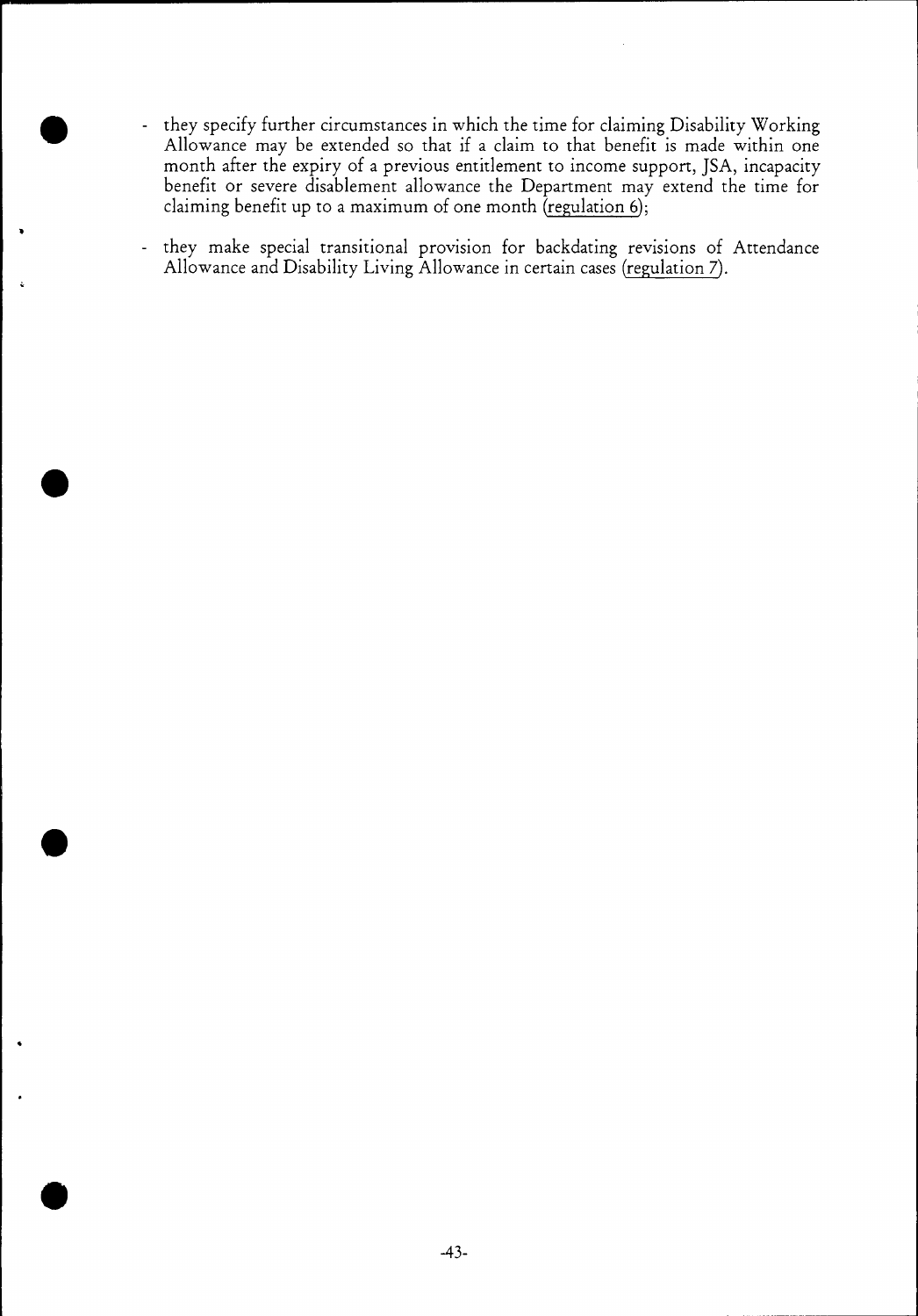- they specify further circumstances in which the time for claiming Disability Working Allowance may be extended so that if a claim to that benefit is made within one month after the expiry of a previous entitlement to income support, JSA, incapacity benefit or severe disablement allowance the Department may extend the time for claiming benefit up to a maximum of one month (regulation 6);

- they make special transitional provision for backdating revisions of Attendance Allowance and Disability Living Allowance in certain cases (regulation 7).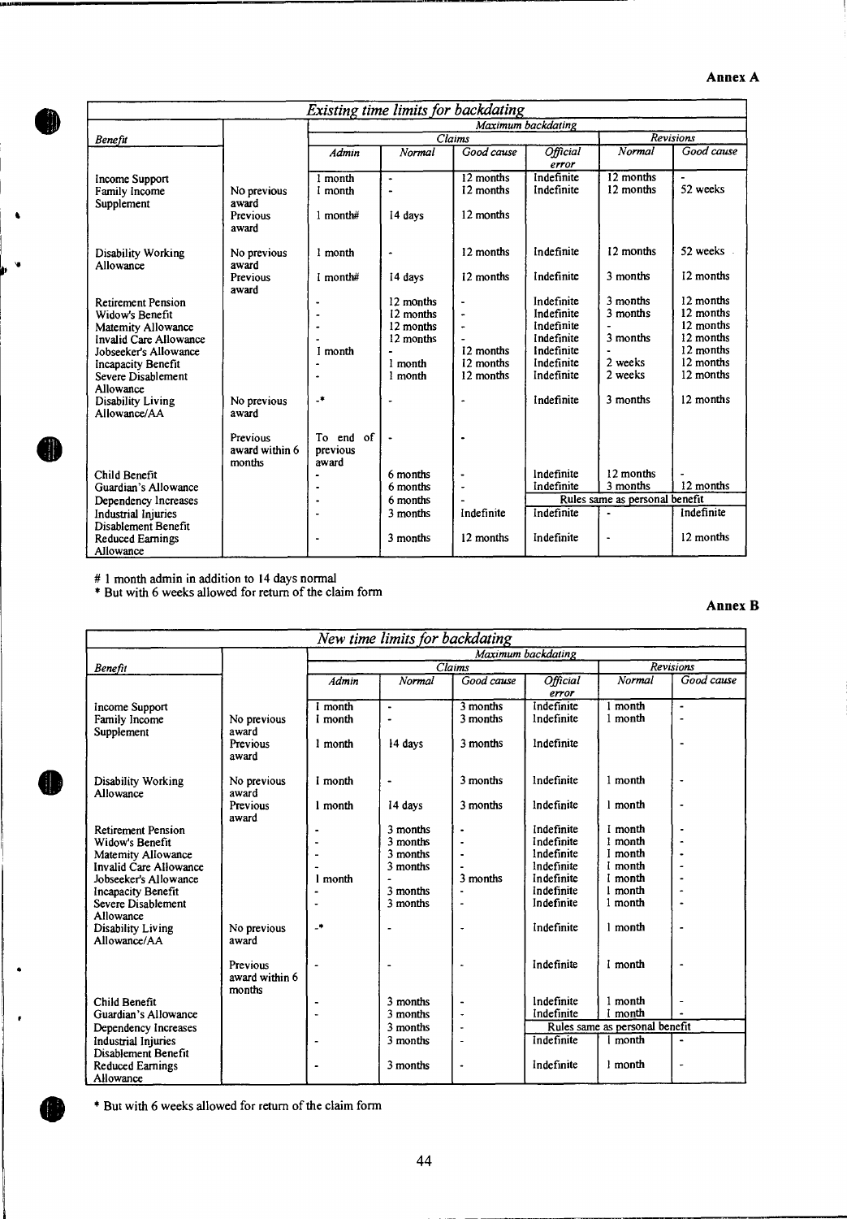## Annex A

| *Existing time limits for backdating* | | | | | | | |
|---|---|---|---|---|---|---|---|
| | | *Maximum backdating* | | | | | |
| *Benefit* | | *Claims* | | | | *Revisions* | |
| | | *Admin* | *Normal* | *Good cause* | *Official error* | *Normal* | *Good cause* |
| Income Support | | 1 month | - | 12 months | Indefinite | 12 months | - |
| Family Income Supplement | No previous award | 1 month | - | 12 months | Indefinite | 12 months | 52 weeks |
| | Previous award | 1 month# | 14 days | 12 months | | | |
| Disability Working Allowance | No previous award | 1 month | - | 12 months | Indefinite | 12 months | 52 weeks |
| | Previous award | 1 month# | 14 days | 12 months | Indefinite | 3 months | 12 months |
| Retirement Pension | | - | 12 months | - | Indefinite | 3 months | 12 months |
| Widow's Benefit | | - | 12 months | - | Indefinite | 3 months | 12 months |
| Maternity Allowance | | - | 12 months | - | Indefinite | - | 12 months |
| Invalid Care Allowance | | - | 12 months | - | Indefinite | 3 months | 12 months |
| Jobseeker's Allowance | | 1 month | - | 12 months | Indefinite | - | 12 months |
| Incapacity Benefit | | - | 1 month | 12 months | Indefinite | 2 weeks | 12 months |
| Severe Disablement Allowance | | - | 1 month | 12 months | Indefinite | 2 weeks | 12 months |
| Disability Living Allowance/AA | No previous award | -* | - | - | Indefinite | 3 months | 12 months |
| | Previous award within 6 months | To end of previous award | - | - | | | |
| Child Benefit | | - | 6 months | - | Indefinite | 12 months | - |
| Guardian's Allowance | | - | 6 months | - | Indefinite | 3 months | 12 months |
| Dependency Increases | | - | 6 months | - | Rules same as personal benefit | | |
| Industrial Injuries Disablement Benefit | | - | 3 months | Indefinite | Indefinite | - | Indefinite |
| Reduced Earnings Allowance | | - | 3 months | 12 months | Indefinite | - | 12 months |

# 1 month admin in addition to 14 days normal

* But with 6 weeks allowed for return of the claim form

## Annex B

| *New time limits for backdating* | | | | | | | |
|---|---|---|---|---|---|---|---|
| | | *Maximum backdating* | | | | | |
| *Benefit* | | *Claims* | | | | *Revisions* | |
| | | *Admin* | *Normal* | *Good cause* | *Official error* | *Normal* | *Good cause* |
| Income Support | | 1 month | - | 3 months | Indefinite | 1 month | - |
| Family Income Supplement | No previous award | 1 month | - | 3 months | Indefinite | 1 month | - |
| | Previous award | 1 month | 14 days | 3 months | Indefinite | | - |
| Disability Working Allowance | No previous award | 1 month | - | 3 months | Indefinite | 1 month | - |
| | Previous award | 1 month | 14 days | 3 months | Indefinite | 1 month | - |
| Retirement Pension | | - | 3 months | - | Indefinite | 1 month | - |
| Widow's Benefit | | - | 3 months | - | Indefinite | 1 month | - |
| Maternity Allowance | | - | 3 months | - | Indefinite | 1 month | - |
| Invalid Care Allowance | | - | 3 months | - | Indefinite | 1 month | - |
| Jobseeker's Allowance | | 1 month | - | 3 months | Indefinite | 1 month | - |
| Incapacity Benefit | | - | 3 months | - | Indefinite | 1 month | - |
| Severe Disablement Allowance | | - | 3 months | - | Indefinite | 1 month | - |
| Disability Living Allowance/AA | No previous award | -* | - | - | Indefinite | 1 month | - |
| | Previous award within 6 months | - | - | - | Indefinite | 1 month | - |
| Child Benefit | | - | 3 months | - | Indefinite | 1 month | - |
| Guardian's Allowance | | - | 3 months | - | Indefinite | 1 month | - |
| Dependency Increases | | | 3 months | - | Rules same as personal benefit | | |
| Industrial Injuries Disablement Benefit | | - | 3 months | - | Indefinite | 1 month | - |
| Reduced Earnings Allowance | | - | 3 months | - | Indefinite | 1 month | - |

* But with 6 weeks allowed for return of the claim form